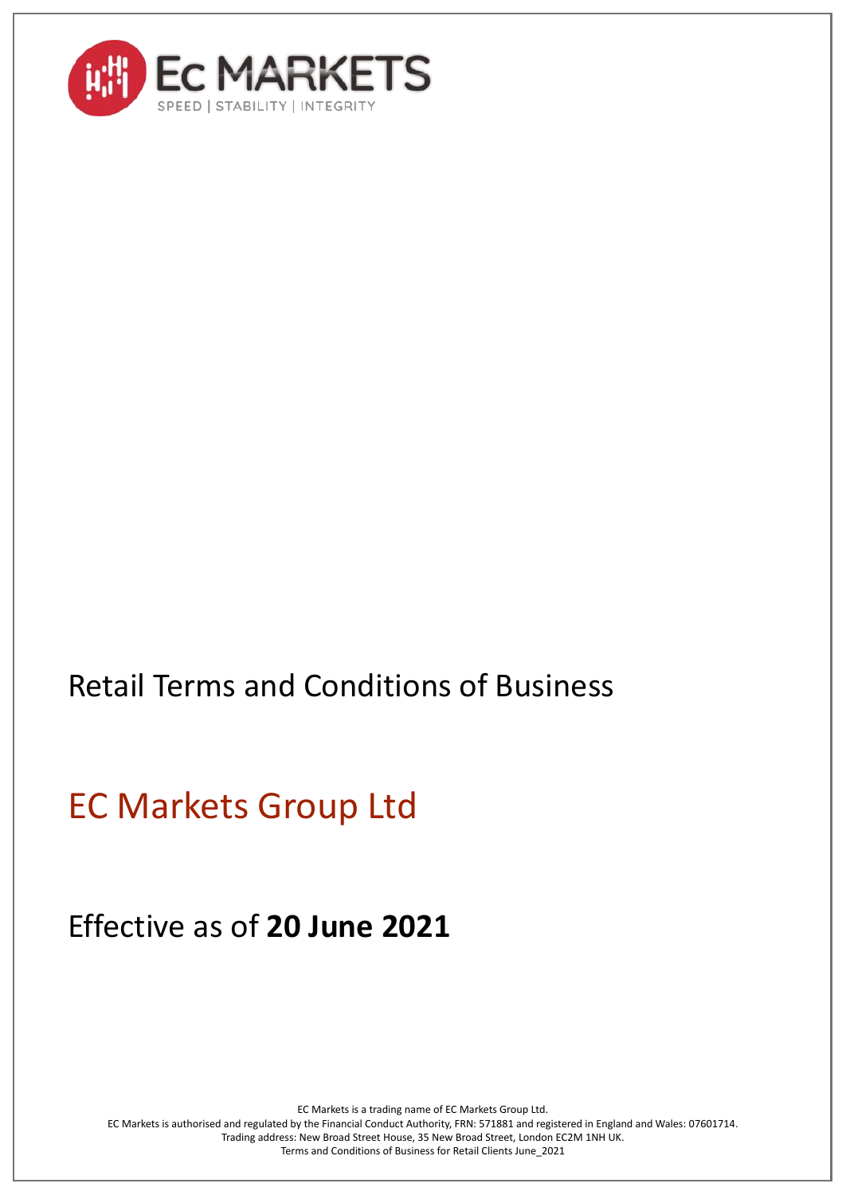Ec MARKETS

SPEED | STABILITY | INTEGRITY

# Retail Terms and Conditions of Business

## EC Markets Group Ltd

Effective as of **20 June 2021**

EC Markets is a trading name of EC Markets Group Ltd.
EC Markets is authorised and regulated by the Financial Conduct Authority, FRN: 571881 and registered in England and Wales: 07601714.
Trading address: New Broad Street House, 35 New Broad Street, London EC2M 1NH UK.
Terms and Conditions of Business for Retail Clients June_2021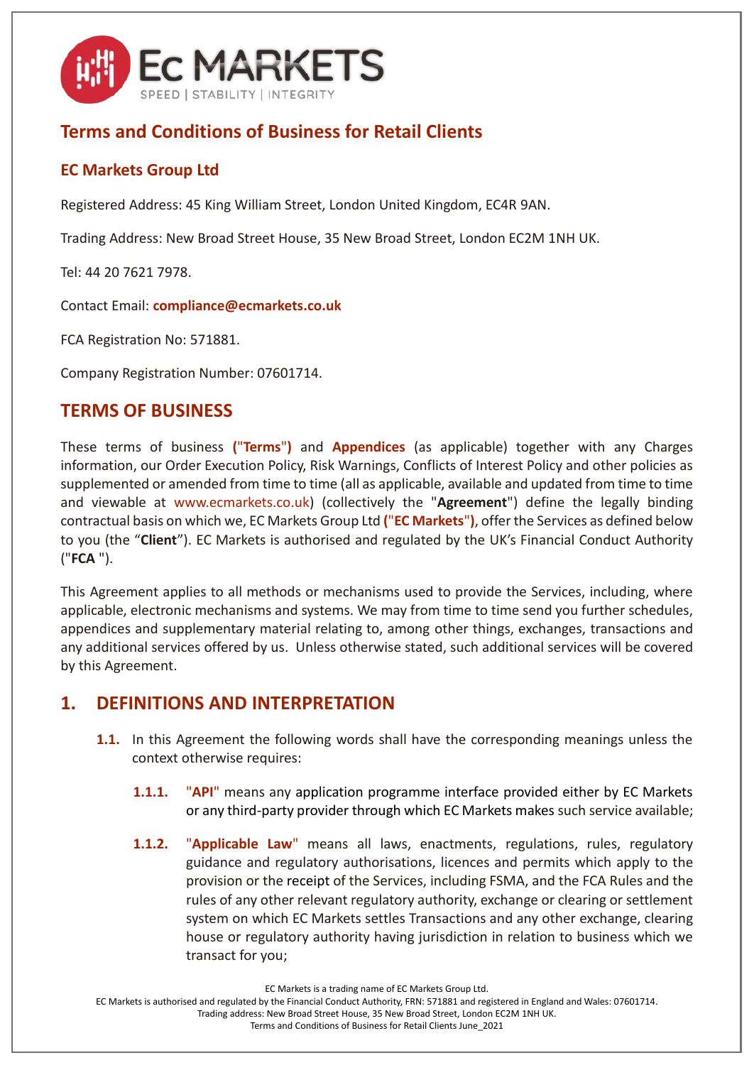# Terms and Conditions of Business for Retail Clients

## EC Markets Group Ltd

Registered Address: 45 King William Street, London United Kingdom, EC4R 9AN.

Trading Address: New Broad Street House, 35 New Broad Street, London EC2M 1NH UK.

Tel: 44 20 7621 7978.

Contact Email: **compliance@ecmarkets.co.uk**

FCA Registration No: 571881.

Company Registration Number: 07601714.

## TERMS OF BUSINESS

These terms of business **("Terms")** and **Appendices** (as applicable) together with any Charges information, our Order Execution Policy, Risk Warnings, Conflicts of Interest Policy and other policies as supplemented or amended from time to time (all as applicable, available and updated from time to time and viewable at www.ecmarkets.co.uk) (collectively the "**Agreement**") define the legally binding contractual basis on which we, EC Markets Group Ltd **("EC Markets")**, offer the Services as defined below to you (the "**Client**"). EC Markets is authorised and regulated by the UK's Financial Conduct Authority ("**FCA** ").

This Agreement applies to all methods or mechanisms used to provide the Services, including, where applicable, electronic mechanisms and systems. We may from time to time send you further schedules, appendices and supplementary material relating to, among other things, exchanges, transactions and any additional services offered by us. Unless otherwise stated, such additional services will be covered by this Agreement.

## 1. DEFINITIONS AND INTERPRETATION

**1.1.** In this Agreement the following words shall have the corresponding meanings unless the context otherwise requires:

**1.1.1.** **"API"** means any application programme interface provided either by EC Markets or any third-party provider through which EC Markets makes such service available;

**1.1.2.** **"Applicable Law"** means all laws, enactments, regulations, rules, regulatory guidance and regulatory authorisations, licences and permits which apply to the provision or the receipt of the Services, including FSMA, and the FCA Rules and the rules of any other relevant regulatory authority, exchange or clearing or settlement system on which EC Markets settles Transactions and any other exchange, clearing house or regulatory authority having jurisdiction in relation to business which we transact for you;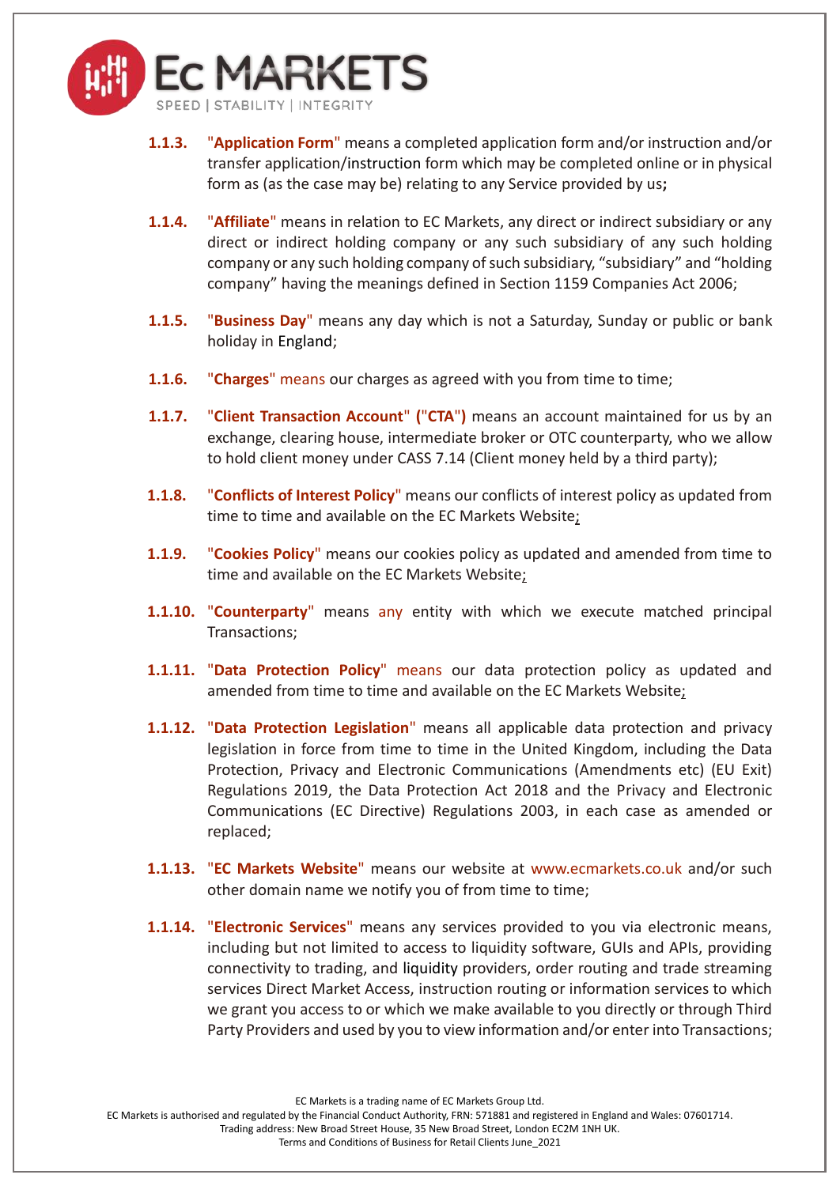**1.1.3.** "**Application Form**" means a completed application form and/or instruction and/or transfer application/instruction form which may be completed online or in physical form as (as the case may be) relating to any Service provided by us**;**

**1.1.4.** "**Affiliate**" means in relation to EC Markets, any direct or indirect subsidiary or any direct or indirect holding company or any such subsidiary of any such holding company or any such holding company of such subsidiary, "subsidiary" and "holding company" having the meanings defined in Section 1159 Companies Act 2006;

**1.1.5.** "**Business Day**" means any day which is not a Saturday, Sunday or public or bank holiday in England;

**1.1.6.** "**Charges**" means our charges as agreed with you from time to time;

**1.1.7.** "**Client Transaction Account**" **("CTA")** means an account maintained for us by an exchange, clearing house, intermediate broker or OTC counterparty, who we allow to hold client money under CASS 7.14 (Client money held by a third party);

**1.1.8.** "**Conflicts of Interest Policy**" means our conflicts of interest policy as updated from time to time and available on the EC Markets Website;

**1.1.9.** "**Cookies Policy**" means our cookies policy as updated and amended from time to time and available on the EC Markets Website;

**1.1.10.** "**Counterparty**" means any entity with which we execute matched principal Transactions;

**1.1.11.** "**Data Protection Policy**" means our data protection policy as updated and amended from time to time and available on the EC Markets Website;

**1.1.12.** "**Data Protection Legislation**" means all applicable data protection and privacy legislation in force from time to time in the United Kingdom, including the Data Protection, Privacy and Electronic Communications (Amendments etc) (EU Exit) Regulations 2019, the Data Protection Act 2018 and the Privacy and Electronic Communications (EC Directive) Regulations 2003, in each case as amended or replaced;

**1.1.13.** "**EC Markets Website**" means our website at www.ecmarkets.co.uk and/or such other domain name we notify you of from time to time;

**1.1.14.** "**Electronic Services**" means any services provided to you via electronic means, including but not limited to access to liquidity software, GUIs and APIs, providing connectivity to trading, and liquidity providers, order routing and trade streaming services Direct Market Access, instruction routing or information services to which we grant you access to or which we make available to you directly or through Third Party Providers and used by you to view information and/or enter into Transactions;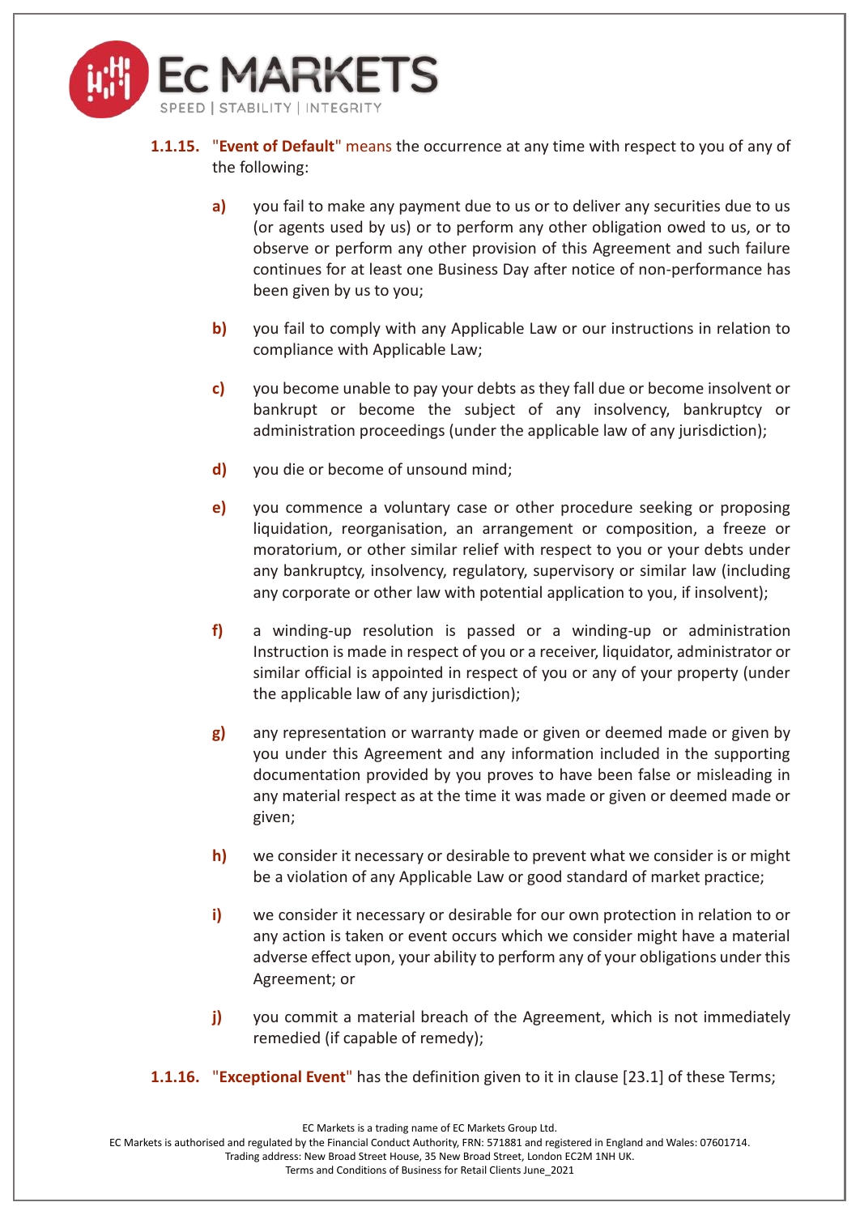**1.1.15. "Event of Default"** means the occurrence at any time with respect to you of any of the following:

- **a)** you fail to make any payment due to us or to deliver any securities due to us (or agents used by us) or to perform any other obligation owed to us, or to observe or perform any other provision of this Agreement and such failure continues for at least one Business Day after notice of non-performance has been given by us to you;

- **b)** you fail to comply with any Applicable Law or our instructions in relation to compliance with Applicable Law;

- **c)** you become unable to pay your debts as they fall due or become insolvent or bankrupt or become the subject of any insolvency, bankruptcy or administration proceedings (under the applicable law of any jurisdiction);

- **d)** you die or become of unsound mind;

- **e)** you commence a voluntary case or other procedure seeking or proposing liquidation, reorganisation, an arrangement or composition, a freeze or moratorium, or other similar relief with respect to you or your debts under any bankruptcy, insolvency, regulatory, supervisory or similar law (including any corporate or other law with potential application to you, if insolvent);

- **f)** a winding-up resolution is passed or a winding-up or administration Instruction is made in respect of you or a receiver, liquidator, administrator or similar official is appointed in respect of you or any of your property (under the applicable law of any jurisdiction);

- **g)** any representation or warranty made or given or deemed made or given by you under this Agreement and any information included in the supporting documentation provided by you proves to have been false or misleading in any material respect as at the time it was made or given or deemed made or given;

- **h)** we consider it necessary or desirable to prevent what we consider is or might be a violation of any Applicable Law or good standard of market practice;

- **i)** we consider it necessary or desirable for our own protection in relation to or any action is taken or event occurs which we consider might have a material adverse effect upon, your ability to perform any of your obligations under this Agreement; or

- **j)** you commit a material breach of the Agreement, which is not immediately remedied (if capable of remedy);

**1.1.16. "Exceptional Event"** has the definition given to it in clause [23.1] of these Terms;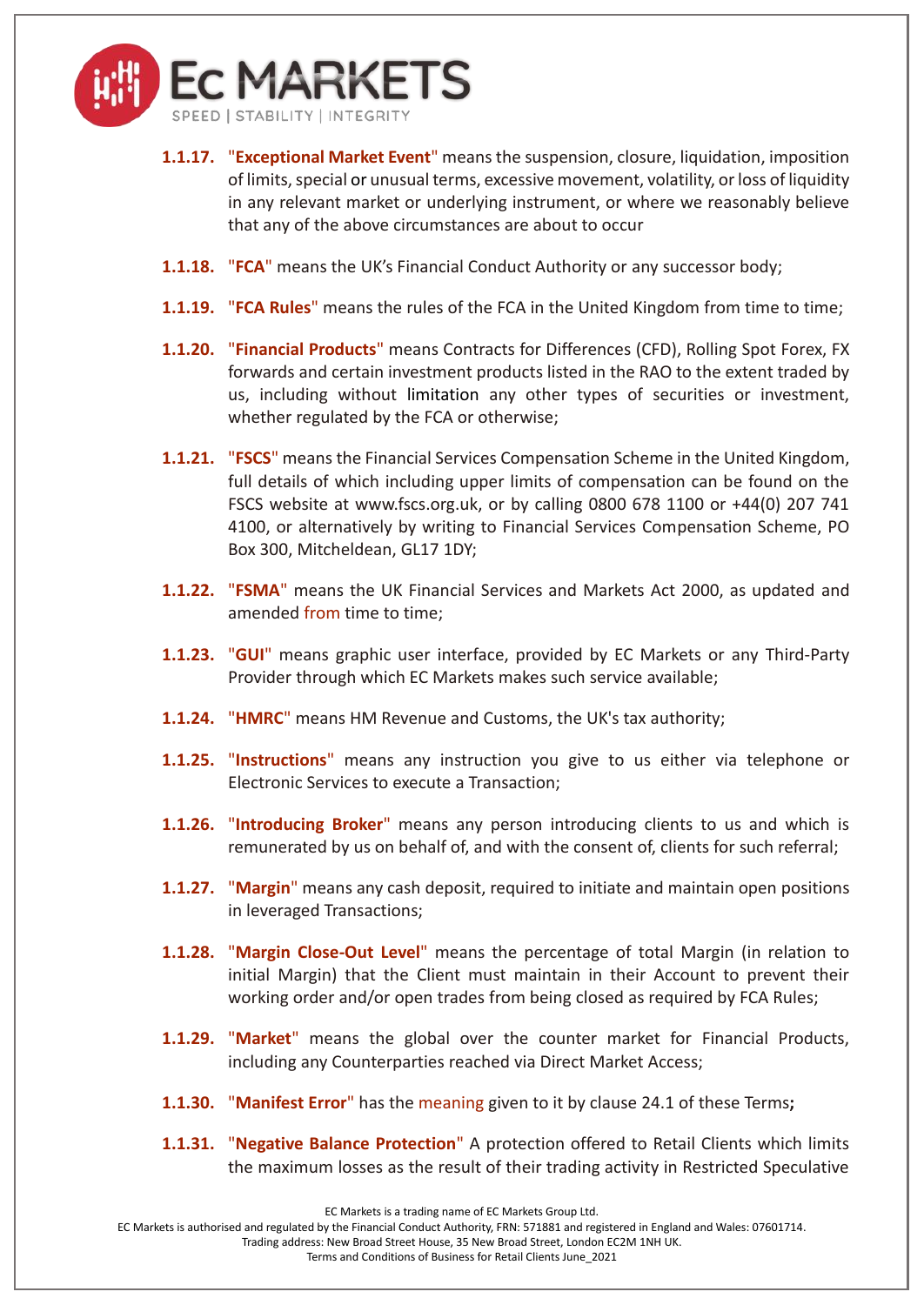**1.1.17.** "**Exceptional Market Event**" means the suspension, closure, liquidation, imposition of limits, special or unusual terms, excessive movement, volatility, or loss of liquidity in any relevant market or underlying instrument, or where we reasonably believe that any of the above circumstances are about to occur

**1.1.18.** "**FCA**" means the UK's Financial Conduct Authority or any successor body;

**1.1.19.** "**FCA Rules**" means the rules of the FCA in the United Kingdom from time to time;

**1.1.20.** "**Financial Products**" means Contracts for Differences (CFD), Rolling Spot Forex, FX forwards and certain investment products listed in the RAO to the extent traded by us, including without limitation any other types of securities or investment, whether regulated by the FCA or otherwise;

**1.1.21.** "**FSCS**" means the Financial Services Compensation Scheme in the United Kingdom, full details of which including upper limits of compensation can be found on the FSCS website at www.fscs.org.uk, or by calling 0800 678 1100 or +44(0) 207 741 4100, or alternatively by writing to Financial Services Compensation Scheme, PO Box 300, Mitcheldean, GL17 1DY;

**1.1.22.** "**FSMA**" means the UK Financial Services and Markets Act 2000, as updated and amended from time to time;

**1.1.23.** "**GUI**" means graphic user interface, provided by EC Markets or any Third-Party Provider through which EC Markets makes such service available;

**1.1.24.** "**HMRC**" means HM Revenue and Customs, the UK's tax authority;

**1.1.25.** "**Instructions**" means any instruction you give to us either via telephone or Electronic Services to execute a Transaction;

**1.1.26.** "**Introducing Broker**" means any person introducing clients to us and which is remunerated by us on behalf of, and with the consent of, clients for such referral;

**1.1.27.** "**Margin**" means any cash deposit, required to initiate and maintain open positions in leveraged Transactions;

**1.1.28.** "**Margin Close-Out Level**" means the percentage of total Margin (in relation to initial Margin) that the Client must maintain in their Account to prevent their working order and/or open trades from being closed as required by FCA Rules;

**1.1.29.** "**Market**" means the global over the counter market for Financial Products, including any Counterparties reached via Direct Market Access;

**1.1.30.** "**Manifest Error**" has the meaning given to it by clause 24.1 of these Terms**;**

**1.1.31.** "**Negative Balance Protection**" A protection offered to Retail Clients which limits the maximum losses as the result of their trading activity in Restricted Speculative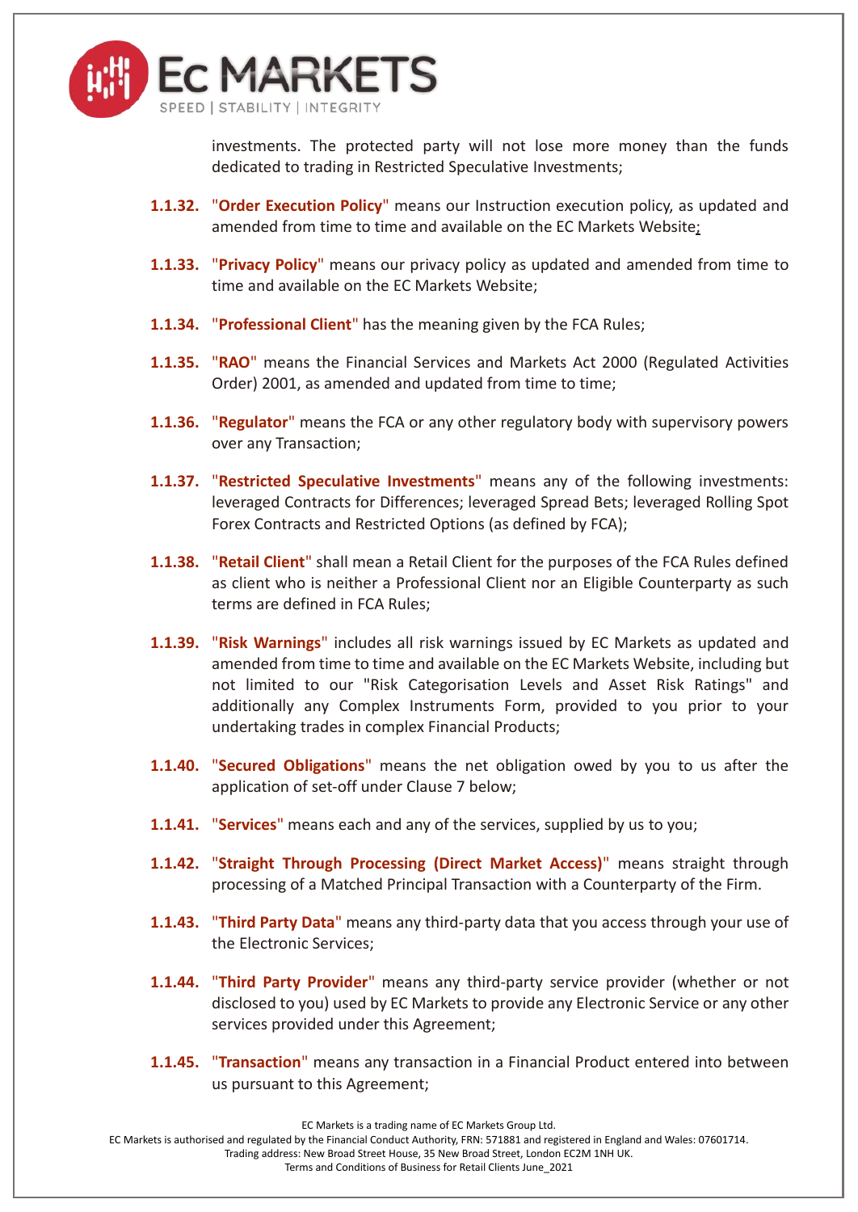investments. The protected party will not lose more money than the funds dedicated to trading in Restricted Speculative Investments;

**1.1.32.** "**Order Execution Policy**" means our Instruction execution policy, as updated and amended from time to time and available on the EC Markets Website;

**1.1.33.** "**Privacy Policy**" means our privacy policy as updated and amended from time to time and available on the EC Markets Website;

**1.1.34.** "**Professional Client**" has the meaning given by the FCA Rules;

**1.1.35.** "**RAO**" means the Financial Services and Markets Act 2000 (Regulated Activities Order) 2001, as amended and updated from time to time;

**1.1.36.** "**Regulator**" means the FCA or any other regulatory body with supervisory powers over any Transaction;

**1.1.37.** "**Restricted Speculative Investments**" means any of the following investments: leveraged Contracts for Differences; leveraged Spread Bets; leveraged Rolling Spot Forex Contracts and Restricted Options (as defined by FCA);

**1.1.38.** "**Retail Client**" shall mean a Retail Client for the purposes of the FCA Rules defined as client who is neither a Professional Client nor an Eligible Counterparty as such terms are defined in FCA Rules;

**1.1.39.** "**Risk Warnings**" includes all risk warnings issued by EC Markets as updated and amended from time to time and available on the EC Markets Website, including but not limited to our "Risk Categorisation Levels and Asset Risk Ratings" and additionally any Complex Instruments Form, provided to you prior to your undertaking trades in complex Financial Products;

**1.1.40.** "**Secured Obligations**" means the net obligation owed by you to us after the application of set-off under Clause 7 below;

**1.1.41.** "**Services**" means each and any of the services, supplied by us to you;

**1.1.42.** "**Straight Through Processing (Direct Market Access)**" means straight through processing of a Matched Principal Transaction with a Counterparty of the Firm.

**1.1.43.** "**Third Party Data**" means any third-party data that you access through your use of the Electronic Services;

**1.1.44.** "**Third Party Provider**" means any third-party service provider (whether or not disclosed to you) used by EC Markets to provide any Electronic Service or any other services provided under this Agreement;

**1.1.45.** "**Transaction**" means any transaction in a Financial Product entered into between us pursuant to this Agreement;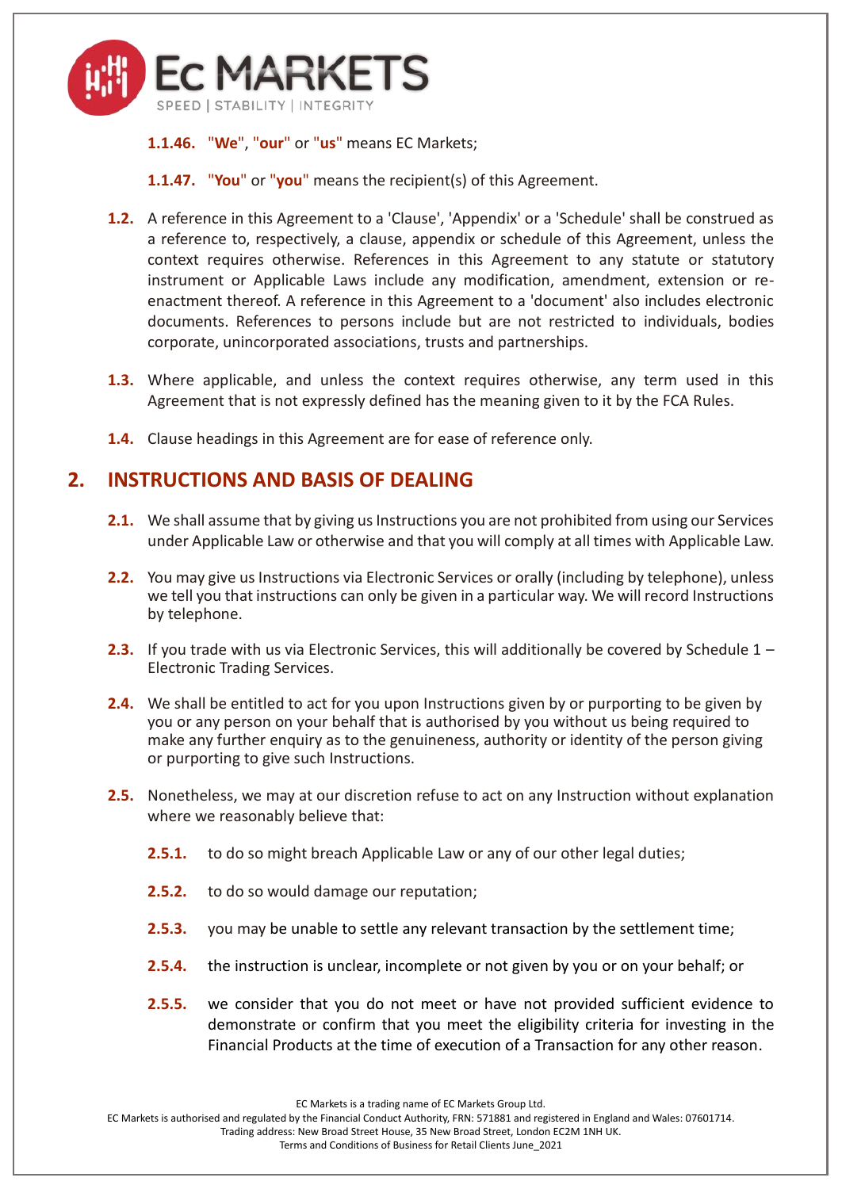**1.1.46.** "**We**", "**our**" or "**us**" means EC Markets;

**1.1.47.** "**You**" or "**you**" means the recipient(s) of this Agreement.

**1.2.** A reference in this Agreement to a 'Clause', 'Appendix' or a 'Schedule' shall be construed as a reference to, respectively, a clause, appendix or schedule of this Agreement, unless the context requires otherwise. References in this Agreement to any statute or statutory instrument or Applicable Laws include any modification, amendment, extension or re-enactment thereof. A reference in this Agreement to a 'document' also includes electronic documents. References to persons include but are not restricted to individuals, bodies corporate, unincorporated associations, trusts and partnerships.

**1.3.** Where applicable, and unless the context requires otherwise, any term used in this Agreement that is not expressly defined has the meaning given to it by the FCA Rules.

**1.4.** Clause headings in this Agreement are for ease of reference only.

## 2. INSTRUCTIONS AND BASIS OF DEALING

**2.1.** We shall assume that by giving us Instructions you are not prohibited from using our Services under Applicable Law or otherwise and that you will comply at all times with Applicable Law.

**2.2.** You may give us Instructions via Electronic Services or orally (including by telephone), unless we tell you that instructions can only be given in a particular way. We will record Instructions by telephone.

**2.3.** If you trade with us via Electronic Services, this will additionally be covered by Schedule 1 – Electronic Trading Services.

**2.4.** We shall be entitled to act for you upon Instructions given by or purporting to be given by you or any person on your behalf that is authorised by you without us being required to make any further enquiry as to the genuineness, authority or identity of the person giving or purporting to give such Instructions.

**2.5.** Nonetheless, we may at our discretion refuse to act on any Instruction without explanation where we reasonably believe that:

**2.5.1.** to do so might breach Applicable Law or any of our other legal duties;

**2.5.2.** to do so would damage our reputation;

**2.5.3.** you may be unable to settle any relevant transaction by the settlement time;

**2.5.4.** the instruction is unclear, incomplete or not given by you or on your behalf; or

**2.5.5.** we consider that you do not meet or have not provided sufficient evidence to demonstrate or confirm that you meet the eligibility criteria for investing in the Financial Products at the time of execution of a Transaction for any other reason.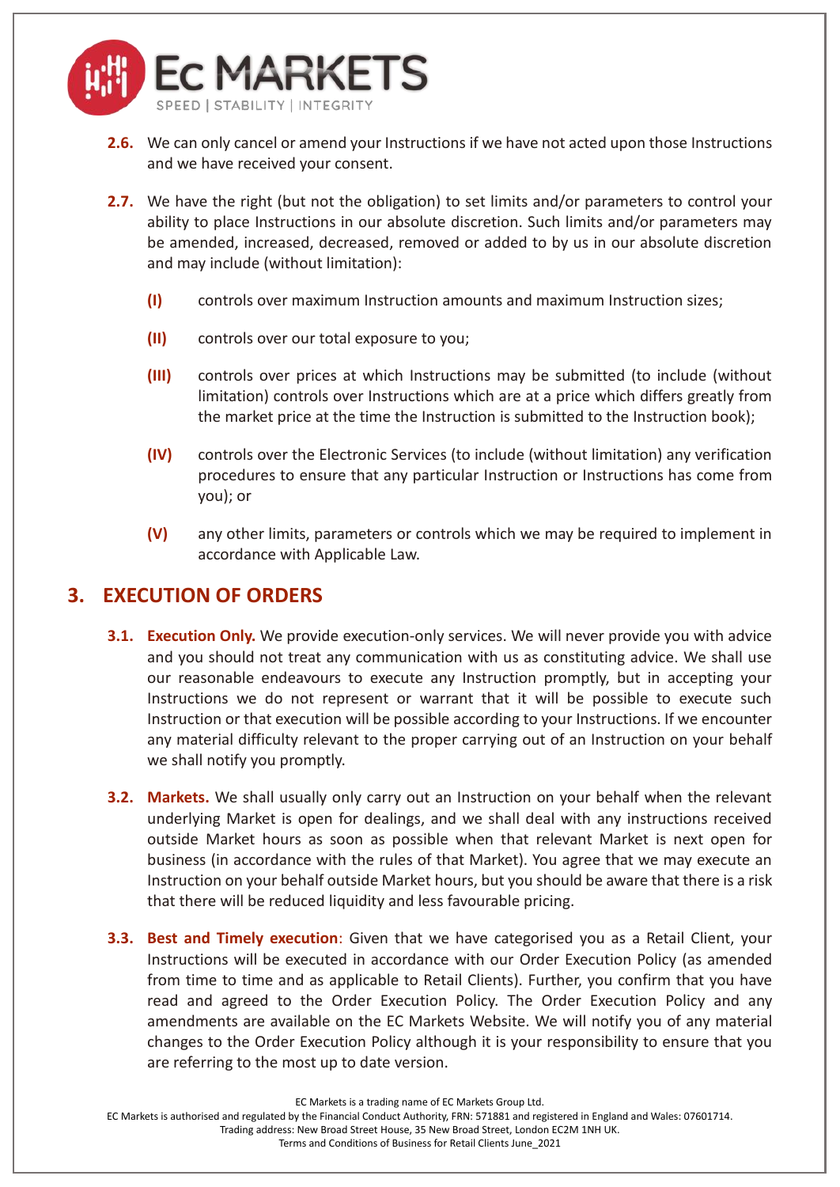**2.6.** We can only cancel or amend your Instructions if we have not acted upon those Instructions and we have received your consent.

**2.7.** We have the right (but not the obligation) to set limits and/or parameters to control your ability to place Instructions in our absolute discretion. Such limits and/or parameters may be amended, increased, decreased, removed or added to by us in our absolute discretion and may include (without limitation):

**(I)** controls over maximum Instruction amounts and maximum Instruction sizes;

**(II)** controls over our total exposure to you;

**(III)** controls over prices at which Instructions may be submitted (to include (without limitation) controls over Instructions which are at a price which differs greatly from the market price at the time the Instruction is submitted to the Instruction book);

**(IV)** controls over the Electronic Services (to include (without limitation) any verification procedures to ensure that any particular Instruction or Instructions has come from you); or

**(V)** any other limits, parameters or controls which we may be required to implement in accordance with Applicable Law.

## 3. EXECUTION OF ORDERS

**3.1.** **Execution Only.** We provide execution-only services. We will never provide you with advice and you should not treat any communication with us as constituting advice. We shall use our reasonable endeavours to execute any Instruction promptly, but in accepting your Instructions we do not represent or warrant that it will be possible to execute such Instruction or that execution will be possible according to your Instructions. If we encounter any material difficulty relevant to the proper carrying out of an Instruction on your behalf we shall notify you promptly.

**3.2.** **Markets.** We shall usually only carry out an Instruction on your behalf when the relevant underlying Market is open for dealings, and we shall deal with any instructions received outside Market hours as soon as possible when that relevant Market is next open for business (in accordance with the rules of that Market). You agree that we may execute an Instruction on your behalf outside Market hours, but you should be aware that there is a risk that there will be reduced liquidity and less favourable pricing.

**3.3.** **Best and Timely execution**: Given that we have categorised you as a Retail Client, your Instructions will be executed in accordance with our Order Execution Policy (as amended from time to time and as applicable to Retail Clients). Further, you confirm that you have read and agreed to the Order Execution Policy. The Order Execution Policy and any amendments are available on the EC Markets Website. We will notify you of any material changes to the Order Execution Policy although it is your responsibility to ensure that you are referring to the most up to date version.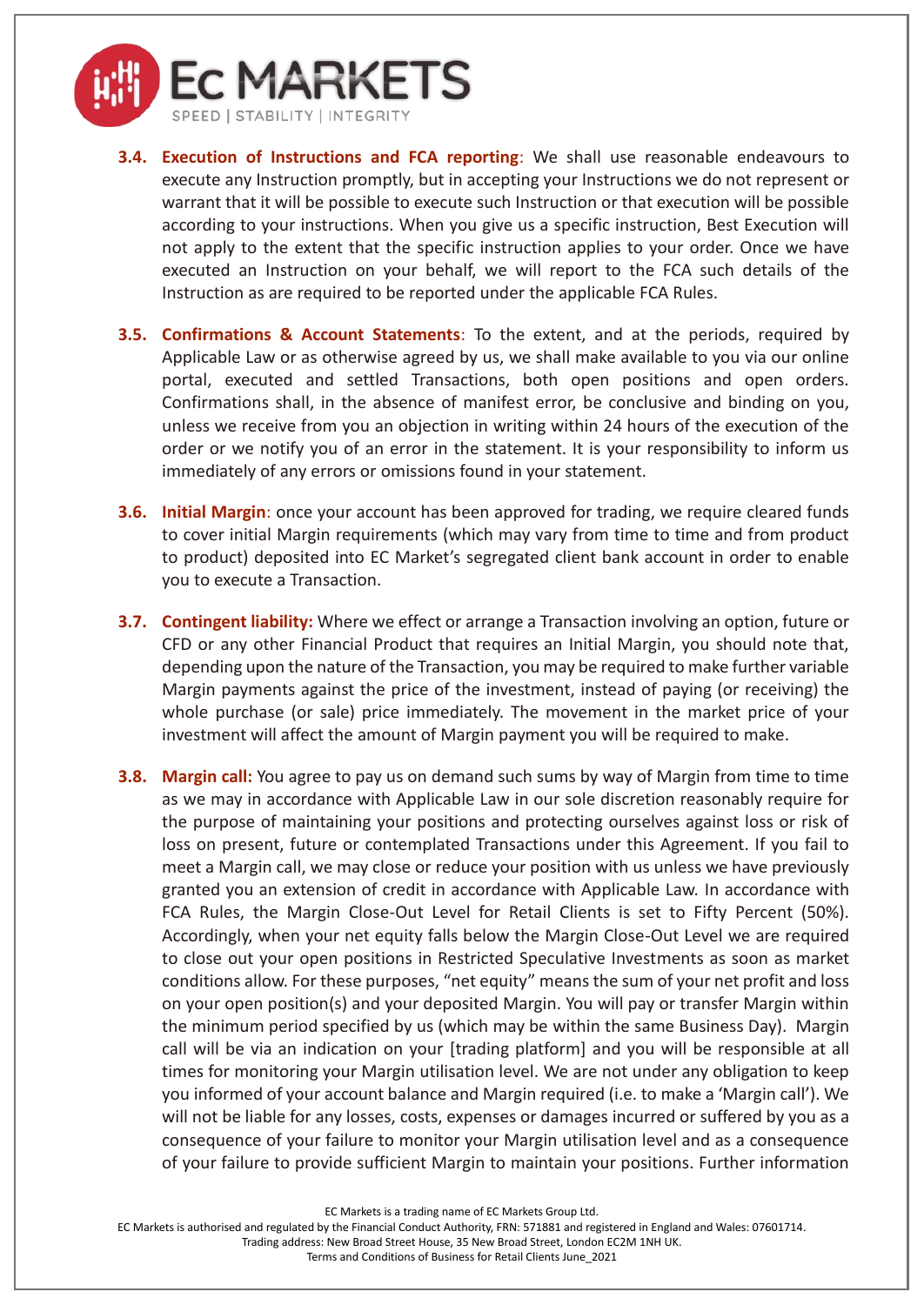**3.4. Execution of Instructions and FCA reporting**: We shall use reasonable endeavours to execute any Instruction promptly, but in accepting your Instructions we do not represent or warrant that it will be possible to execute such Instruction or that execution will be possible according to your instructions. When you give us a specific instruction, Best Execution will not apply to the extent that the specific instruction applies to your order. Once we have executed an Instruction on your behalf, we will report to the FCA such details of the Instruction as are required to be reported under the applicable FCA Rules.

**3.5. Confirmations & Account Statements**: To the extent, and at the periods, required by Applicable Law or as otherwise agreed by us, we shall make available to you via our online portal, executed and settled Transactions, both open positions and open orders. Confirmations shall, in the absence of manifest error, be conclusive and binding on you, unless we receive from you an objection in writing within 24 hours of the execution of the order or we notify you of an error in the statement. It is your responsibility to inform us immediately of any errors or omissions found in your statement.

**3.6. Initial Margin**: once your account has been approved for trading, we require cleared funds to cover initial Margin requirements (which may vary from time to time and from product to product) deposited into EC Market's segregated client bank account in order to enable you to execute a Transaction.

**3.7. Contingent liability:** Where we effect or arrange a Transaction involving an option, future or CFD or any other Financial Product that requires an Initial Margin, you should note that, depending upon the nature of the Transaction, you may be required to make further variable Margin payments against the price of the investment, instead of paying (or receiving) the whole purchase (or sale) price immediately. The movement in the market price of your investment will affect the amount of Margin payment you will be required to make.

**3.8. Margin call:** You agree to pay us on demand such sums by way of Margin from time to time as we may in accordance with Applicable Law in our sole discretion reasonably require for the purpose of maintaining your positions and protecting ourselves against loss or risk of loss on present, future or contemplated Transactions under this Agreement. If you fail to meet a Margin call, we may close or reduce your position with us unless we have previously granted you an extension of credit in accordance with Applicable Law. In accordance with FCA Rules, the Margin Close-Out Level for Retail Clients is set to Fifty Percent (50%). Accordingly, when your net equity falls below the Margin Close-Out Level we are required to close out your open positions in Restricted Speculative Investments as soon as market conditions allow. For these purposes, "net equity" means the sum of your net profit and loss on your open position(s) and your deposited Margin. You will pay or transfer Margin within the minimum period specified by us (which may be within the same Business Day). Margin call will be via an indication on your [trading platform] and you will be responsible at all times for monitoring your Margin utilisation level. We are not under any obligation to keep you informed of your account balance and Margin required (i.e. to make a 'Margin call'). We will not be liable for any losses, costs, expenses or damages incurred or suffered by you as a consequence of your failure to monitor your Margin utilisation level and as a consequence of your failure to provide sufficient Margin to maintain your positions. Further information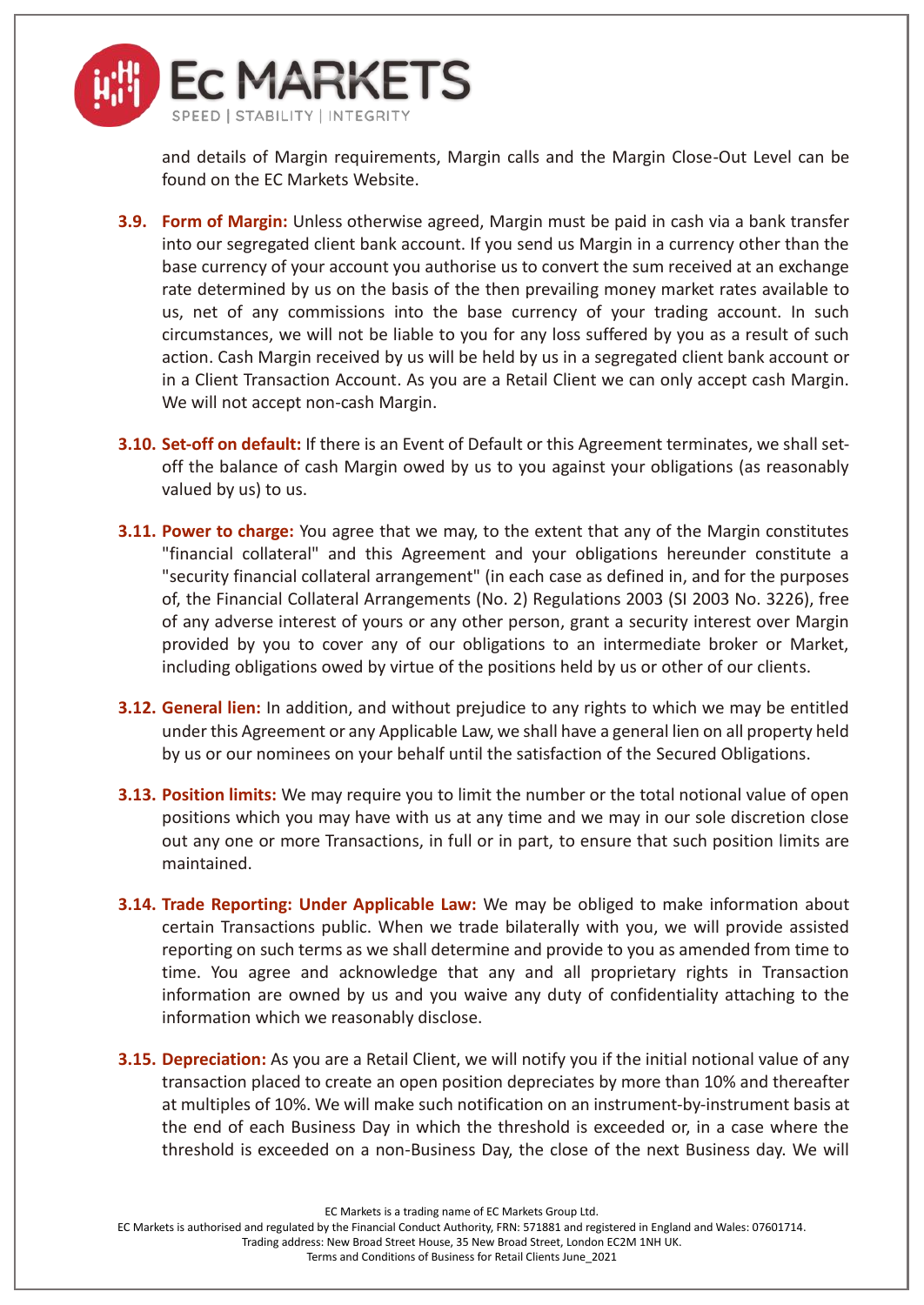and details of Margin requirements, Margin calls and the Margin Close-Out Level can be found on the EC Markets Website.

**3.9. Form of Margin:** Unless otherwise agreed, Margin must be paid in cash via a bank transfer into our segregated client bank account. If you send us Margin in a currency other than the base currency of your account you authorise us to convert the sum received at an exchange rate determined by us on the basis of the then prevailing money market rates available to us, net of any commissions into the base currency of your trading account. In such circumstances, we will not be liable to you for any loss suffered by you as a result of such action. Cash Margin received by us will be held by us in a segregated client bank account or in a Client Transaction Account. As you are a Retail Client we can only accept cash Margin. We will not accept non-cash Margin.

**3.10. Set-off on default:** If there is an Event of Default or this Agreement terminates, we shall set-off the balance of cash Margin owed by us to you against your obligations (as reasonably valued by us) to us.

**3.11. Power to charge:** You agree that we may, to the extent that any of the Margin constitutes "financial collateral" and this Agreement and your obligations hereunder constitute a "security financial collateral arrangement" (in each case as defined in, and for the purposes of, the Financial Collateral Arrangements (No. 2) Regulations 2003 (SI 2003 No. 3226), free of any adverse interest of yours or any other person, grant a security interest over Margin provided by you to cover any of our obligations to an intermediate broker or Market, including obligations owed by virtue of the positions held by us or other of our clients.

**3.12. General lien:** In addition, and without prejudice to any rights to which we may be entitled under this Agreement or any Applicable Law, we shall have a general lien on all property held by us or our nominees on your behalf until the satisfaction of the Secured Obligations.

**3.13. Position limits:** We may require you to limit the number or the total notional value of open positions which you may have with us at any time and we may in our sole discretion close out any one or more Transactions, in full or in part, to ensure that such position limits are maintained.

**3.14. Trade Reporting: Under Applicable Law:** We may be obliged to make information about certain Transactions public. When we trade bilaterally with you, we will provide assisted reporting on such terms as we shall determine and provide to you as amended from time to time. You agree and acknowledge that any and all proprietary rights in Transaction information are owned by us and you waive any duty of confidentiality attaching to the information which we reasonably disclose.

**3.15. Depreciation:** As you are a Retail Client, we will notify you if the initial notional value of any transaction placed to create an open position depreciates by more than 10% and thereafter at multiples of 10%. We will make such notification on an instrument-by-instrument basis at the end of each Business Day in which the threshold is exceeded or, in a case where the threshold is exceeded on a non-Business Day, the close of the next Business day. We will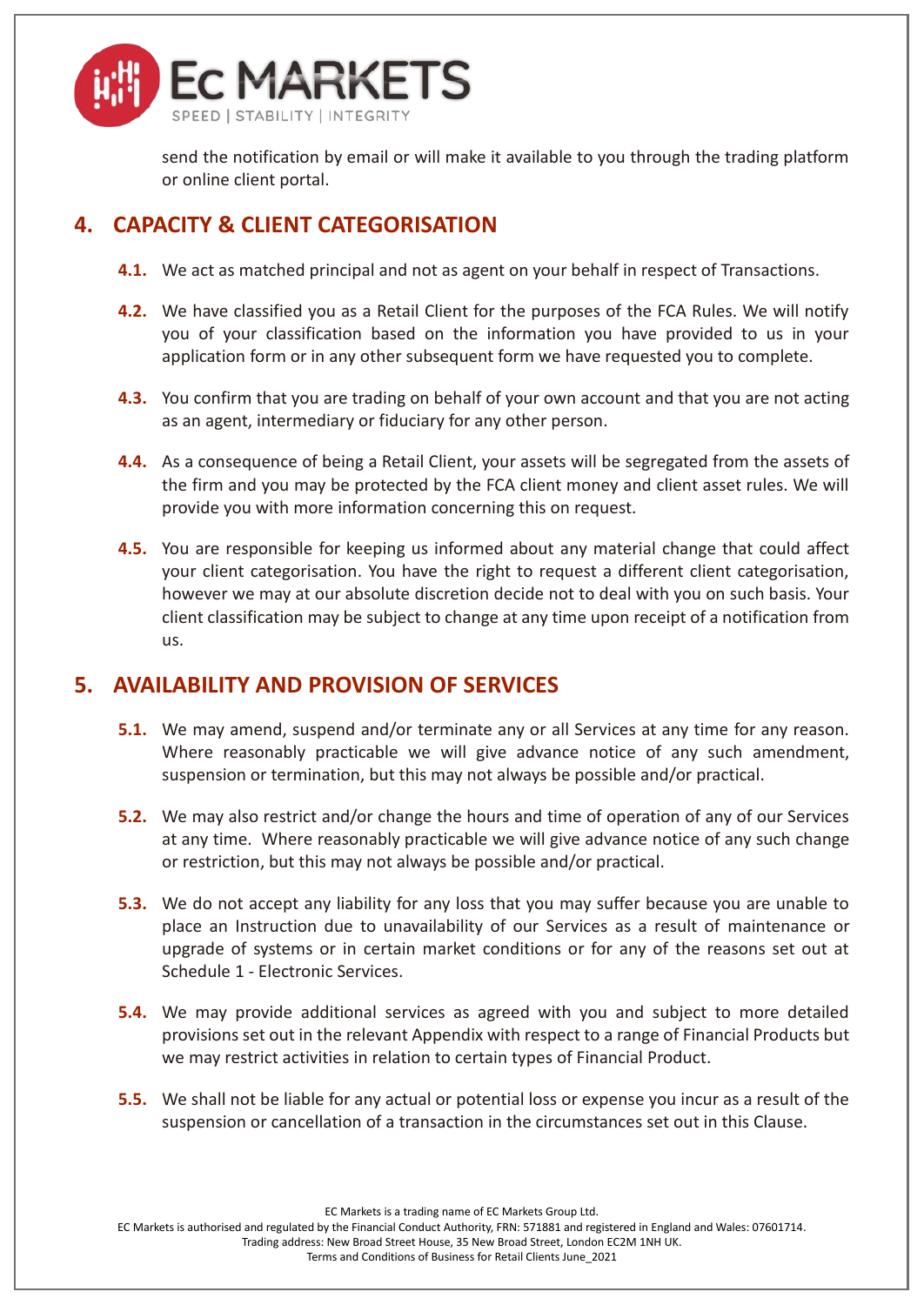send the notification by email or will make it available to you through the trading platform or online client portal.

## 4. CAPACITY & CLIENT CATEGORISATION

**4.1.** We act as matched principal and not as agent on your behalf in respect of Transactions.

**4.2.** We have classified you as a Retail Client for the purposes of the FCA Rules. We will notify you of your classification based on the information you have provided to us in your application form or in any other subsequent form we have requested you to complete.

**4.3.** You confirm that you are trading on behalf of your own account and that you are not acting as an agent, intermediary or fiduciary for any other person.

**4.4.** As a consequence of being a Retail Client, your assets will be segregated from the assets of the firm and you may be protected by the FCA client money and client asset rules. We will provide you with more information concerning this on request.

**4.5.** You are responsible for keeping us informed about any material change that could affect your client categorisation. You have the right to request a different client categorisation, however we may at our absolute discretion decide not to deal with you on such basis. Your client classification may be subject to change at any time upon receipt of a notification from us.

## 5. AVAILABILITY AND PROVISION OF SERVICES

**5.1.** We may amend, suspend and/or terminate any or all Services at any time for any reason. Where reasonably practicable we will give advance notice of any such amendment, suspension or termination, but this may not always be possible and/or practical.

**5.2.** We may also restrict and/or change the hours and time of operation of any of our Services at any time. Where reasonably practicable we will give advance notice of any such change or restriction, but this may not always be possible and/or practical.

**5.3.** We do not accept any liability for any loss that you may suffer because you are unable to place an Instruction due to unavailability of our Services as a result of maintenance or upgrade of systems or in certain market conditions or for any of the reasons set out at Schedule 1 - Electronic Services.

**5.4.** We may provide additional services as agreed with you and subject to more detailed provisions set out in the relevant Appendix with respect to a range of Financial Products but we may restrict activities in relation to certain types of Financial Product.

**5.5.** We shall not be liable for any actual or potential loss or expense you incur as a result of the suspension or cancellation of a transaction in the circumstances set out in this Clause.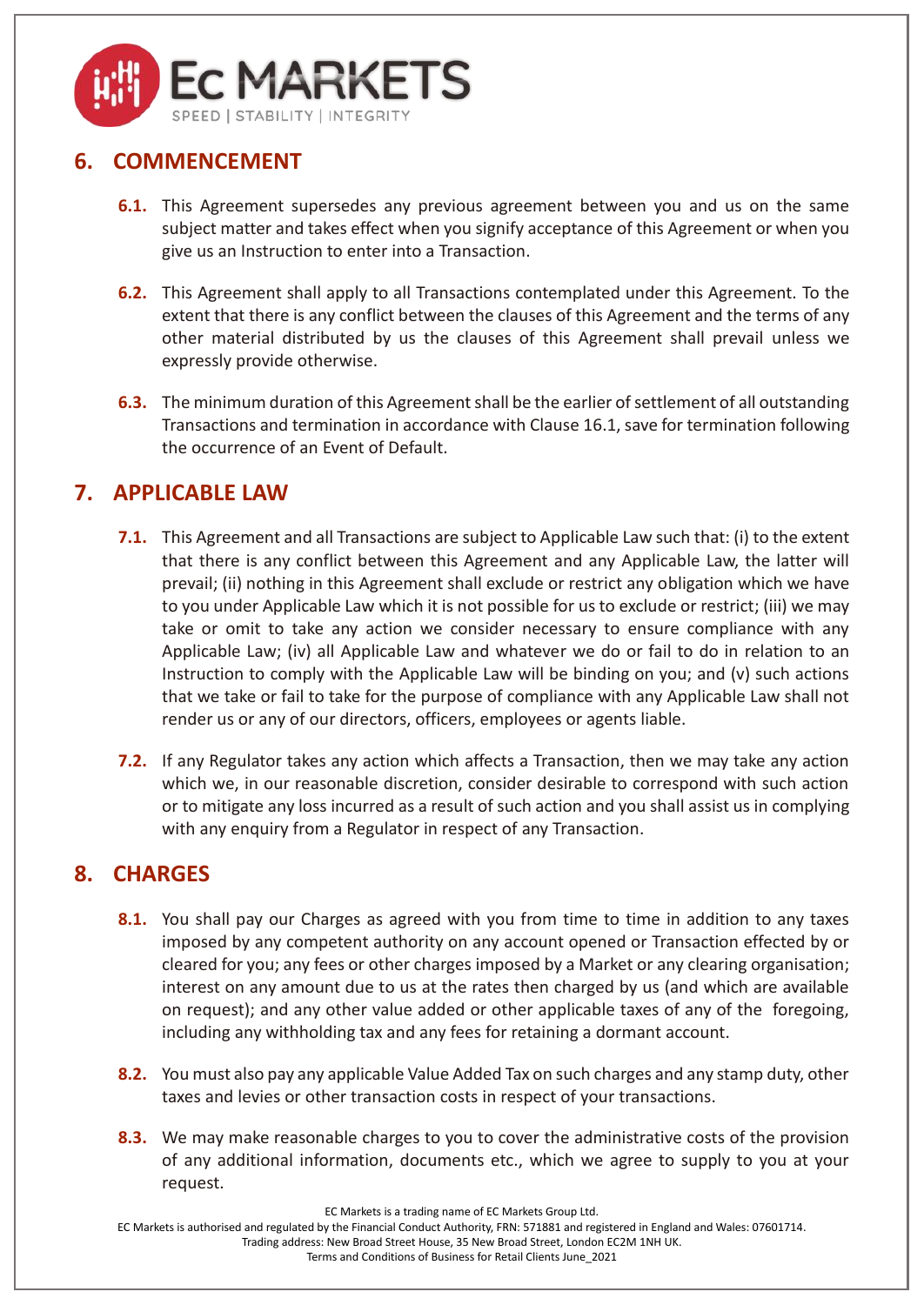## 6. COMMENCEMENT

**6.1.** This Agreement supersedes any previous agreement between you and us on the same subject matter and takes effect when you signify acceptance of this Agreement or when you give us an Instruction to enter into a Transaction.

**6.2.** This Agreement shall apply to all Transactions contemplated under this Agreement. To the extent that there is any conflict between the clauses of this Agreement and the terms of any other material distributed by us the clauses of this Agreement shall prevail unless we expressly provide otherwise.

**6.3.** The minimum duration of this Agreement shall be the earlier of settlement of all outstanding Transactions and termination in accordance with Clause 16.1, save for termination following the occurrence of an Event of Default.

## 7. APPLICABLE LAW

**7.1.** This Agreement and all Transactions are subject to Applicable Law such that: (i) to the extent that there is any conflict between this Agreement and any Applicable Law, the latter will prevail; (ii) nothing in this Agreement shall exclude or restrict any obligation which we have to you under Applicable Law which it is not possible for us to exclude or restrict; (iii) we may take or omit to take any action we consider necessary to ensure compliance with any Applicable Law; (iv) all Applicable Law and whatever we do or fail to do in relation to an Instruction to comply with the Applicable Law will be binding on you; and (v) such actions that we take or fail to take for the purpose of compliance with any Applicable Law shall not render us or any of our directors, officers, employees or agents liable.

**7.2.** If any Regulator takes any action which affects a Transaction, then we may take any action which we, in our reasonable discretion, consider desirable to correspond with such action or to mitigate any loss incurred as a result of such action and you shall assist us in complying with any enquiry from a Regulator in respect of any Transaction.

## 8. CHARGES

**8.1.** You shall pay our Charges as agreed with you from time to time in addition to any taxes imposed by any competent authority on any account opened or Transaction effected by or cleared for you; any fees or other charges imposed by a Market or any clearing organisation; interest on any amount due to us at the rates then charged by us (and which are available on request); and any other value added or other applicable taxes of any of the foregoing, including any withholding tax and any fees for retaining a dormant account.

**8.2.** You must also pay any applicable Value Added Tax on such charges and any stamp duty, other taxes and levies or other transaction costs in respect of your transactions.

**8.3.** We may make reasonable charges to you to cover the administrative costs of the provision of any additional information, documents etc., which we agree to supply to you at your request.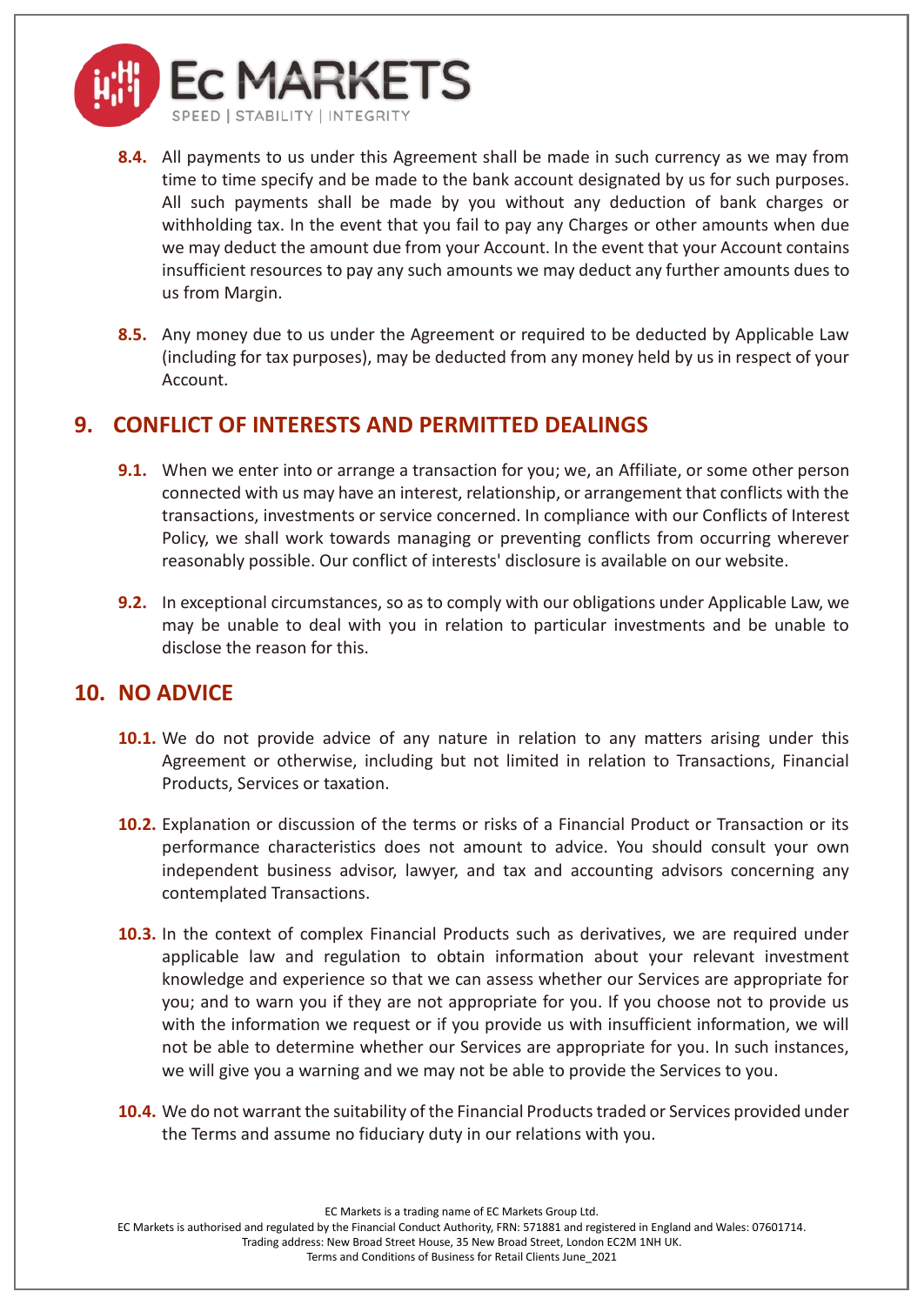**8.4.** All payments to us under this Agreement shall be made in such currency as we may from time to time specify and be made to the bank account designated by us for such purposes. All such payments shall be made by you without any deduction of bank charges or withholding tax. In the event that you fail to pay any Charges or other amounts when due we may deduct the amount due from your Account. In the event that your Account contains insufficient resources to pay any such amounts we may deduct any further amounts dues to us from Margin.

**8.5.** Any money due to us under the Agreement or required to be deducted by Applicable Law (including for tax purposes), may be deducted from any money held by us in respect of your Account.

## 9. CONFLICT OF INTERESTS AND PERMITTED DEALINGS

**9.1.** When we enter into or arrange a transaction for you; we, an Affiliate, or some other person connected with us may have an interest, relationship, or arrangement that conflicts with the transactions, investments or service concerned. In compliance with our Conflicts of Interest Policy, we shall work towards managing or preventing conflicts from occurring wherever reasonably possible. Our conflict of interests' disclosure is available on our website.

**9.2.** In exceptional circumstances, so as to comply with our obligations under Applicable Law, we may be unable to deal with you in relation to particular investments and be unable to disclose the reason for this.

## 10. NO ADVICE

**10.1.** We do not provide advice of any nature in relation to any matters arising under this Agreement or otherwise, including but not limited in relation to Transactions, Financial Products, Services or taxation.

**10.2.** Explanation or discussion of the terms or risks of a Financial Product or Transaction or its performance characteristics does not amount to advice. You should consult your own independent business advisor, lawyer, and tax and accounting advisors concerning any contemplated Transactions.

**10.3.** In the context of complex Financial Products such as derivatives, we are required under applicable law and regulation to obtain information about your relevant investment knowledge and experience so that we can assess whether our Services are appropriate for you; and to warn you if they are not appropriate for you. If you choose not to provide us with the information we request or if you provide us with insufficient information, we will not be able to determine whether our Services are appropriate for you. In such instances, we will give you a warning and we may not be able to provide the Services to you.

**10.4.** We do not warrant the suitability of the Financial Products traded or Services provided under the Terms and assume no fiduciary duty in our relations with you.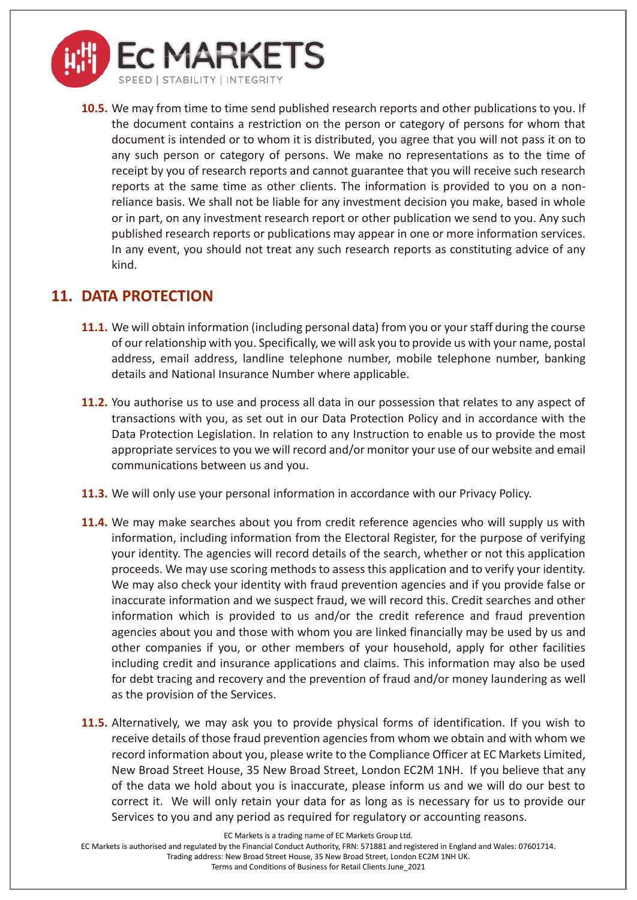**10.5.** We may from time to time send published research reports and other publications to you. If the document contains a restriction on the person or category of persons for whom that document is intended or to whom it is distributed, you agree that you will not pass it on to any such person or category of persons. We make no representations as to the time of receipt by you of research reports and cannot guarantee that you will receive such research reports at the same time as other clients. The information is provided to you on a non-reliance basis. We shall not be liable for any investment decision you make, based in whole or in part, on any investment research report or other publication we send to you. Any such published research reports or publications may appear in one or more information services. In any event, you should not treat any such research reports as constituting advice of any kind.

## 11. DATA PROTECTION

**11.1.** We will obtain information (including personal data) from you or your staff during the course of our relationship with you. Specifically, we will ask you to provide us with your name, postal address, email address, landline telephone number, mobile telephone number, banking details and National Insurance Number where applicable.

**11.2.** You authorise us to use and process all data in our possession that relates to any aspect of transactions with you, as set out in our Data Protection Policy and in accordance with the Data Protection Legislation. In relation to any Instruction to enable us to provide the most appropriate services to you we will record and/or monitor your use of our website and email communications between us and you.

**11.3.** We will only use your personal information in accordance with our Privacy Policy.

**11.4.** We may make searches about you from credit reference agencies who will supply us with information, including information from the Electoral Register, for the purpose of verifying your identity. The agencies will record details of the search, whether or not this application proceeds. We may use scoring methods to assess this application and to verify your identity. We may also check your identity with fraud prevention agencies and if you provide false or inaccurate information and we suspect fraud, we will record this. Credit searches and other information which is provided to us and/or the credit reference and fraud prevention agencies about you and those with whom you are linked financially may be used by us and other companies if you, or other members of your household, apply for other facilities including credit and insurance applications and claims. This information may also be used for debt tracing and recovery and the prevention of fraud and/or money laundering as well as the provision of the Services.

**11.5.** Alternatively, we may ask you to provide physical forms of identification. If you wish to receive details of those fraud prevention agencies from whom we obtain and with whom we record information about you, please write to the Compliance Officer at EC Markets Limited, New Broad Street House, 35 New Broad Street, London EC2M 1NH. If you believe that any of the data we hold about you is inaccurate, please inform us and we will do our best to correct it. We will only retain your data for as long as is necessary for us to provide our Services to you and any period as required for regulatory or accounting reasons.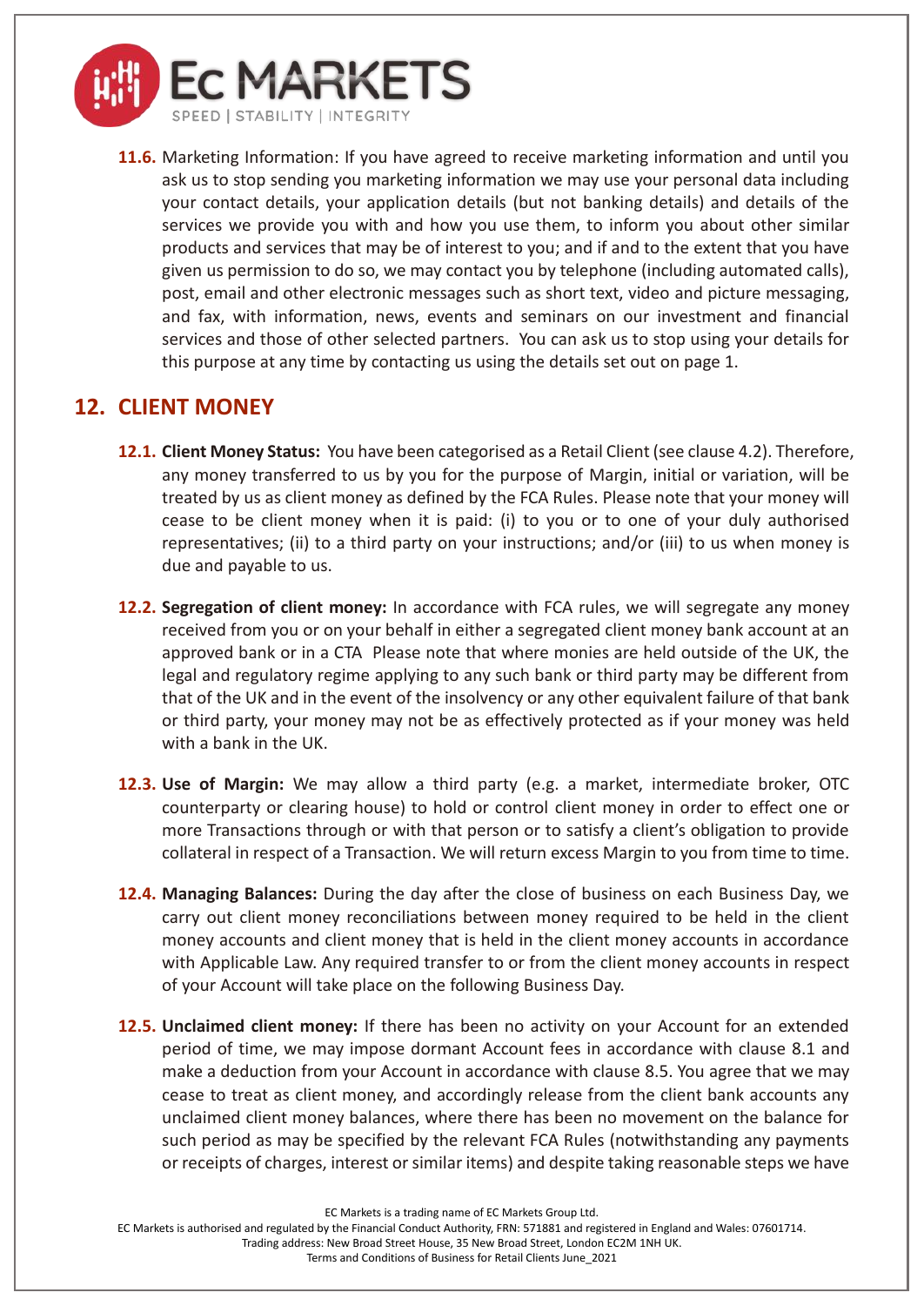**11.6.** Marketing Information: If you have agreed to receive marketing information and until you ask us to stop sending you marketing information we may use your personal data including your contact details, your application details (but not banking details) and details of the services we provide you with and how you use them, to inform you about other similar products and services that may be of interest to you; and if and to the extent that you have given us permission to do so, we may contact you by telephone (including automated calls), post, email and other electronic messages such as short text, video and picture messaging, and fax, with information, news, events and seminars on our investment and financial services and those of other selected partners. You can ask us to stop using your details for this purpose at any time by contacting us using the details set out on page 1.

## 12. CLIENT MONEY

**12.1. Client Money Status:** You have been categorised as a Retail Client (see clause 4.2). Therefore, any money transferred to us by you for the purpose of Margin, initial or variation, will be treated by us as client money as defined by the FCA Rules. Please note that your money will cease to be client money when it is paid: (i) to you or to one of your duly authorised representatives; (ii) to a third party on your instructions; and/or (iii) to us when money is due and payable to us.

**12.2. Segregation of client money:** In accordance with FCA rules, we will segregate any money received from you or on your behalf in either a segregated client money bank account at an approved bank or in a CTA Please note that where monies are held outside of the UK, the legal and regulatory regime applying to any such bank or third party may be different from that of the UK and in the event of the insolvency or any other equivalent failure of that bank or third party, your money may not be as effectively protected as if your money was held with a bank in the UK.

**12.3. Use of Margin:** We may allow a third party (e.g. a market, intermediate broker, OTC counterparty or clearing house) to hold or control client money in order to effect one or more Transactions through or with that person or to satisfy a client's obligation to provide collateral in respect of a Transaction. We will return excess Margin to you from time to time.

**12.4. Managing Balances:** During the day after the close of business on each Business Day, we carry out client money reconciliations between money required to be held in the client money accounts and client money that is held in the client money accounts in accordance with Applicable Law. Any required transfer to or from the client money accounts in respect of your Account will take place on the following Business Day.

**12.5. Unclaimed client money:** If there has been no activity on your Account for an extended period of time, we may impose dormant Account fees in accordance with clause 8.1 and make a deduction from your Account in accordance with clause 8.5. You agree that we may cease to treat as client money, and accordingly release from the client bank accounts any unclaimed client money balances, where there has been no movement on the balance for such period as may be specified by the relevant FCA Rules (notwithstanding any payments or receipts of charges, interest or similar items) and despite taking reasonable steps we have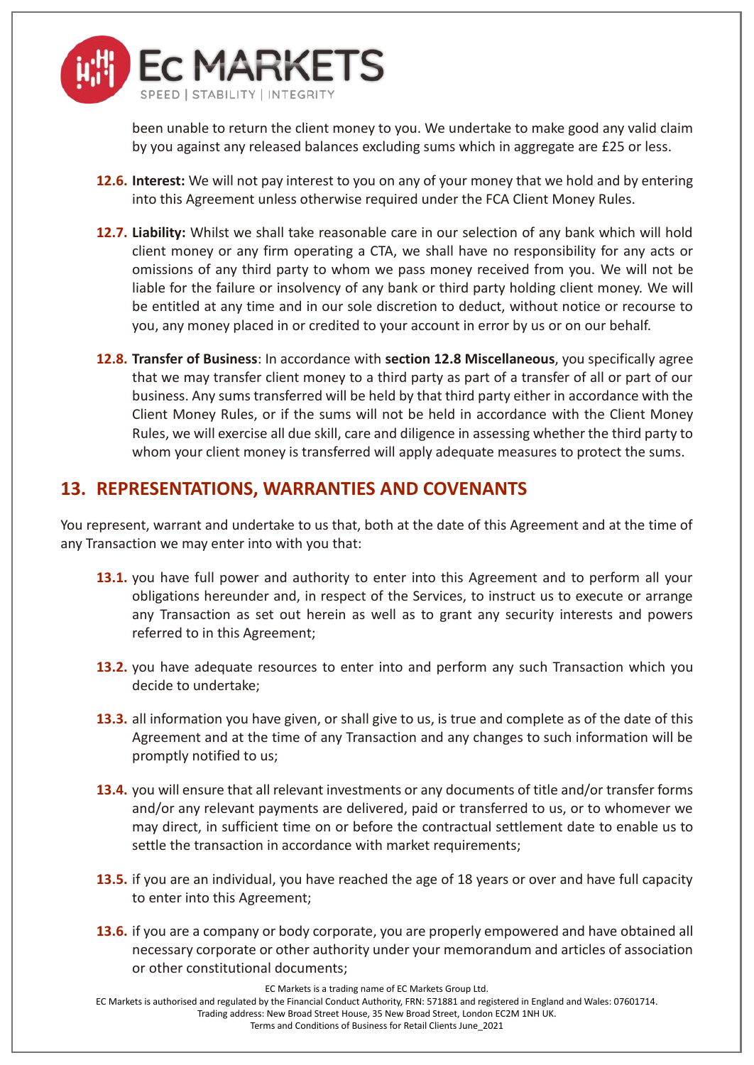been unable to return the client money to you. We undertake to make good any valid claim by you against any released balances excluding sums which in aggregate are £25 or less.

**12.6. Interest:** We will not pay interest to you on any of your money that we hold and by entering into this Agreement unless otherwise required under the FCA Client Money Rules.

**12.7. Liability:** Whilst we shall take reasonable care in our selection of any bank which will hold client money or any firm operating a CTA, we shall have no responsibility for any acts or omissions of any third party to whom we pass money received from you. We will not be liable for the failure or insolvency of any bank or third party holding client money. We will be entitled at any time and in our sole discretion to deduct, without notice or recourse to you, any money placed in or credited to your account in error by us or on our behalf.

**12.8. Transfer of Business**: In accordance with **section 12.8 Miscellaneous**, you specifically agree that we may transfer client money to a third party as part of a transfer of all or part of our business. Any sums transferred will be held by that third party either in accordance with the Client Money Rules, or if the sums will not be held in accordance with the Client Money Rules, we will exercise all due skill, care and diligence in assessing whether the third party to whom your client money is transferred will apply adequate measures to protect the sums.

## 13. REPRESENTATIONS, WARRANTIES AND COVENANTS

You represent, warrant and undertake to us that, both at the date of this Agreement and at the time of any Transaction we may enter into with you that:

**13.1.** you have full power and authority to enter into this Agreement and to perform all your obligations hereunder and, in respect of the Services, to instruct us to execute or arrange any Transaction as set out herein as well as to grant any security interests and powers referred to in this Agreement;

**13.2.** you have adequate resources to enter into and perform any such Transaction which you decide to undertake;

**13.3.** all information you have given, or shall give to us, is true and complete as of the date of this Agreement and at the time of any Transaction and any changes to such information will be promptly notified to us;

**13.4.** you will ensure that all relevant investments or any documents of title and/or transfer forms and/or any relevant payments are delivered, paid or transferred to us, or to whomever we may direct, in sufficient time on or before the contractual settlement date to enable us to settle the transaction in accordance with market requirements;

**13.5.** if you are an individual, you have reached the age of 18 years or over and have full capacity to enter into this Agreement;

**13.6.** if you are a company or body corporate, you are properly empowered and have obtained all necessary corporate or other authority under your memorandum and articles of association or other constitutional documents;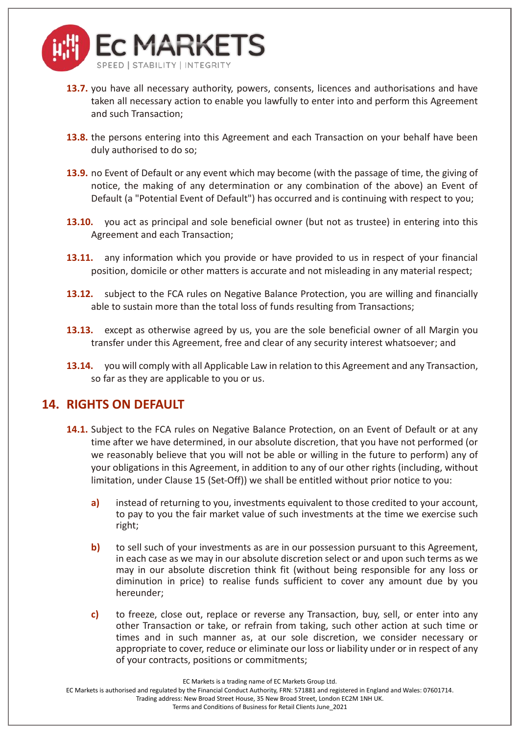**13.7.** you have all necessary authority, powers, consents, licences and authorisations and have taken all necessary action to enable you lawfully to enter into and perform this Agreement and such Transaction;

**13.8.** the persons entering into this Agreement and each Transaction on your behalf have been duly authorised to do so;

**13.9.** no Event of Default or any event which may become (with the passage of time, the giving of notice, the making of any determination or any combination of the above) an Event of Default (a "Potential Event of Default") has occurred and is continuing with respect to you;

**13.10.** you act as principal and sole beneficial owner (but not as trustee) in entering into this Agreement and each Transaction;

**13.11.** any information which you provide or have provided to us in respect of your financial position, domicile or other matters is accurate and not misleading in any material respect;

**13.12.** subject to the FCA rules on Negative Balance Protection, you are willing and financially able to sustain more than the total loss of funds resulting from Transactions;

**13.13.** except as otherwise agreed by us, you are the sole beneficial owner of all Margin you transfer under this Agreement, free and clear of any security interest whatsoever; and

**13.14.** you will comply with all Applicable Law in relation to this Agreement and any Transaction, so far as they are applicable to you or us.

## 14. RIGHTS ON DEFAULT

**14.1.** Subject to the FCA rules on Negative Balance Protection, on an Event of Default or at any time after we have determined, in our absolute discretion, that you have not performed (or we reasonably believe that you will not be able or willing in the future to perform) any of your obligations in this Agreement, in addition to any of our other rights (including, without limitation, under Clause 15 (Set-Off)) we shall be entitled without prior notice to you:

**a)** instead of returning to you, investments equivalent to those credited to your account, to pay to you the fair market value of such investments at the time we exercise such right;

**b)** to sell such of your investments as are in our possession pursuant to this Agreement, in each case as we may in our absolute discretion select or and upon such terms as we may in our absolute discretion think fit (without being responsible for any loss or diminution in price) to realise funds sufficient to cover any amount due by you hereunder;

**c)** to freeze, close out, replace or reverse any Transaction, buy, sell, or enter into any other Transaction or take, or refrain from taking, such other action at such time or times and in such manner as, at our sole discretion, we consider necessary or appropriate to cover, reduce or eliminate our loss or liability under or in respect of any of your contracts, positions or commitments;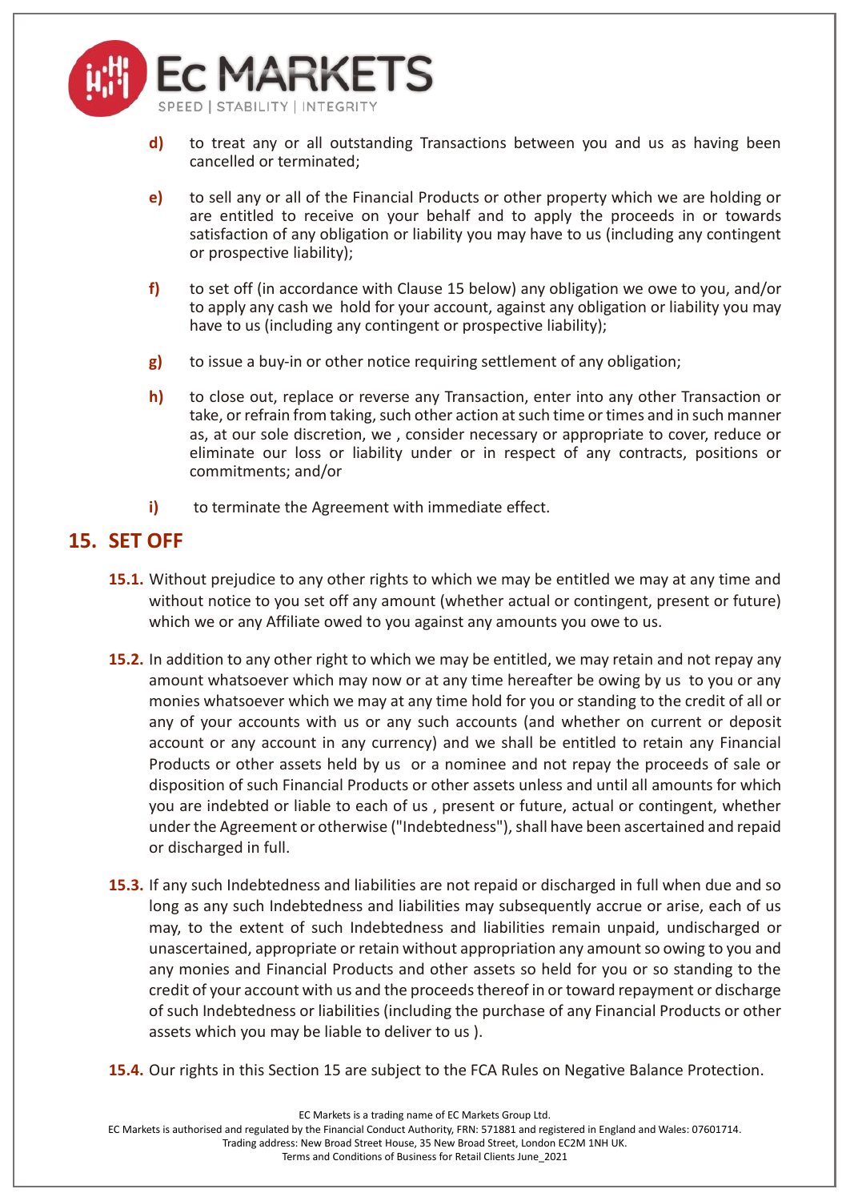d) to treat any or all outstanding Transactions between you and us as having been cancelled or terminated;

e) to sell any or all of the Financial Products or other property which we are holding or are entitled to receive on your behalf and to apply the proceeds in or towards satisfaction of any obligation or liability you may have to us (including any contingent or prospective liability);

f) to set off (in accordance with Clause 15 below) any obligation we owe to you, and/or to apply any cash we hold for your account, against any obligation or liability you may have to us (including any contingent or prospective liability);

g) to issue a buy-in or other notice requiring settlement of any obligation;

h) to close out, replace or reverse any Transaction, enter into any other Transaction or take, or refrain from taking, such other action at such time or times and in such manner as, at our sole discretion, we , consider necessary or appropriate to cover, reduce or eliminate our loss or liability under or in respect of any contracts, positions or commitments; and/or

i) to terminate the Agreement with immediate effect.

## 15. SET OFF

**15.1.** Without prejudice to any other rights to which we may be entitled we may at any time and without notice to you set off any amount (whether actual or contingent, present or future) which we or any Affiliate owed to you against any amounts you owe to us.

**15.2.** In addition to any other right to which we may be entitled, we may retain and not repay any amount whatsoever which may now or at any time hereafter be owing by us to you or any monies whatsoever which we may at any time hold for you or standing to the credit of all or any of your accounts with us or any such accounts (and whether on current or deposit account or any account in any currency) and we shall be entitled to retain any Financial Products or other assets held by us or a nominee and not repay the proceeds of sale or disposition of such Financial Products or other assets unless and until all amounts for which you are indebted or liable to each of us , present or future, actual or contingent, whether under the Agreement or otherwise ("Indebtedness"), shall have been ascertained and repaid or discharged in full.

**15.3.** If any such Indebtedness and liabilities are not repaid or discharged in full when due and so long as any such Indebtedness and liabilities may subsequently accrue or arise, each of us may, to the extent of such Indebtedness and liabilities remain unpaid, undischarged or unascertained, appropriate or retain without appropriation any amount so owing to you and any monies and Financial Products and other assets so held for you or so standing to the credit of your account with us and the proceeds thereof in or toward repayment or discharge of such Indebtedness or liabilities (including the purchase of any Financial Products or other assets which you may be liable to deliver to us ).

**15.4.** Our rights in this Section 15 are subject to the FCA Rules on Negative Balance Protection.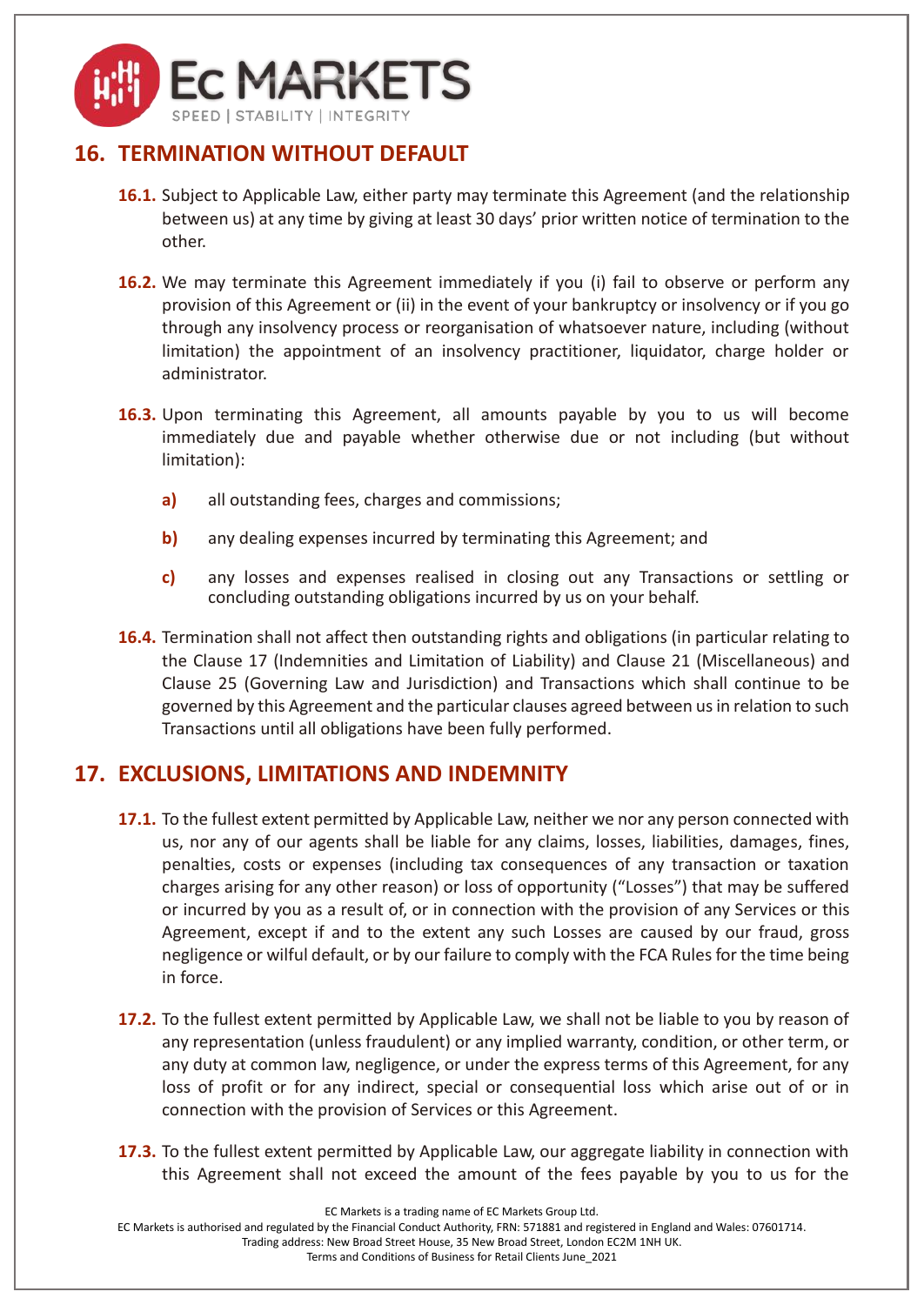## 16. TERMINATION WITHOUT DEFAULT

**16.1.** Subject to Applicable Law, either party may terminate this Agreement (and the relationship between us) at any time by giving at least 30 days' prior written notice of termination to the other.

**16.2.** We may terminate this Agreement immediately if you (i) fail to observe or perform any provision of this Agreement or (ii) in the event of your bankruptcy or insolvency or if you go through any insolvency process or reorganisation of whatsoever nature, including (without limitation) the appointment of an insolvency practitioner, liquidator, charge holder or administrator.

**16.3.** Upon terminating this Agreement, all amounts payable by you to us will become immediately due and payable whether otherwise due or not including (but without limitation):

**a)** all outstanding fees, charges and commissions;

**b)** any dealing expenses incurred by terminating this Agreement; and

**c)** any losses and expenses realised in closing out any Transactions or settling or concluding outstanding obligations incurred by us on your behalf.

**16.4.** Termination shall not affect then outstanding rights and obligations (in particular relating to the Clause 17 (Indemnities and Limitation of Liability) and Clause 21 (Miscellaneous) and Clause 25 (Governing Law and Jurisdiction) and Transactions which shall continue to be governed by this Agreement and the particular clauses agreed between us in relation to such Transactions until all obligations have been fully performed.

## 17. EXCLUSIONS, LIMITATIONS AND INDEMNITY

**17.1.** To the fullest extent permitted by Applicable Law, neither we nor any person connected with us, nor any of our agents shall be liable for any claims, losses, liabilities, damages, fines, penalties, costs or expenses (including tax consequences of any transaction or taxation charges arising for any other reason) or loss of opportunity ("Losses") that may be suffered or incurred by you as a result of, or in connection with the provision of any Services or this Agreement, except if and to the extent any such Losses are caused by our fraud, gross negligence or wilful default, or by our failure to comply with the FCA Rules for the time being in force.

**17.2.** To the fullest extent permitted by Applicable Law, we shall not be liable to you by reason of any representation (unless fraudulent) or any implied warranty, condition, or other term, or any duty at common law, negligence, or under the express terms of this Agreement, for any loss of profit or for any indirect, special or consequential loss which arise out of or in connection with the provision of Services or this Agreement.

**17.3.** To the fullest extent permitted by Applicable Law, our aggregate liability in connection with this Agreement shall not exceed the amount of the fees payable by you to us for the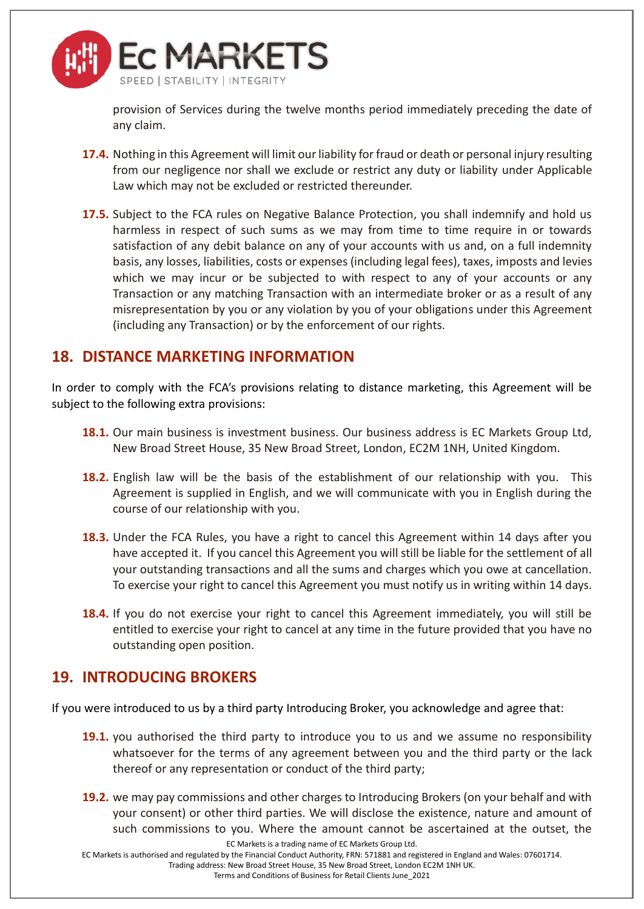provision of Services during the twelve months period immediately preceding the date of any claim.

**17.4.** Nothing in this Agreement will limit our liability for fraud or death or personal injury resulting from our negligence nor shall we exclude or restrict any duty or liability under Applicable Law which may not be excluded or restricted thereunder.

**17.5.** Subject to the FCA rules on Negative Balance Protection, you shall indemnify and hold us harmless in respect of such sums as we may from time to time require in or towards satisfaction of any debit balance on any of your accounts with us and, on a full indemnity basis, any losses, liabilities, costs or expenses (including legal fees), taxes, imposts and levies which we may incur or be subjected to with respect to any of your accounts or any Transaction or any matching Transaction with an intermediate broker or as a result of any misrepresentation by you or any violation by you of your obligations under this Agreement (including any Transaction) or by the enforcement of our rights.

## 18. DISTANCE MARKETING INFORMATION

In order to comply with the FCA's provisions relating to distance marketing, this Agreement will be subject to the following extra provisions:

**18.1.** Our main business is investment business. Our business address is EC Markets Group Ltd, New Broad Street House, 35 New Broad Street, London, EC2M 1NH, United Kingdom.

**18.2.** English law will be the basis of the establishment of our relationship with you. This Agreement is supplied in English, and we will communicate with you in English during the course of our relationship with you.

**18.3.** Under the FCA Rules, you have a right to cancel this Agreement within 14 days after you have accepted it. If you cancel this Agreement you will still be liable for the settlement of all your outstanding transactions and all the sums and charges which you owe at cancellation. To exercise your right to cancel this Agreement you must notify us in writing within 14 days.

**18.4.** If you do not exercise your right to cancel this Agreement immediately, you will still be entitled to exercise your right to cancel at any time in the future provided that you have no outstanding open position.

## 19. INTRODUCING BROKERS

If you were introduced to us by a third party Introducing Broker, you acknowledge and agree that:

**19.1.** you authorised the third party to introduce you to us and we assume no responsibility whatsoever for the terms of any agreement between you and the third party or the lack thereof or any representation or conduct of the third party;

**19.2.** we may pay commissions and other charges to Introducing Brokers (on your behalf and with your consent) or other third parties. We will disclose the existence, nature and amount of such commissions to you. Where the amount cannot be ascertained at the outset, the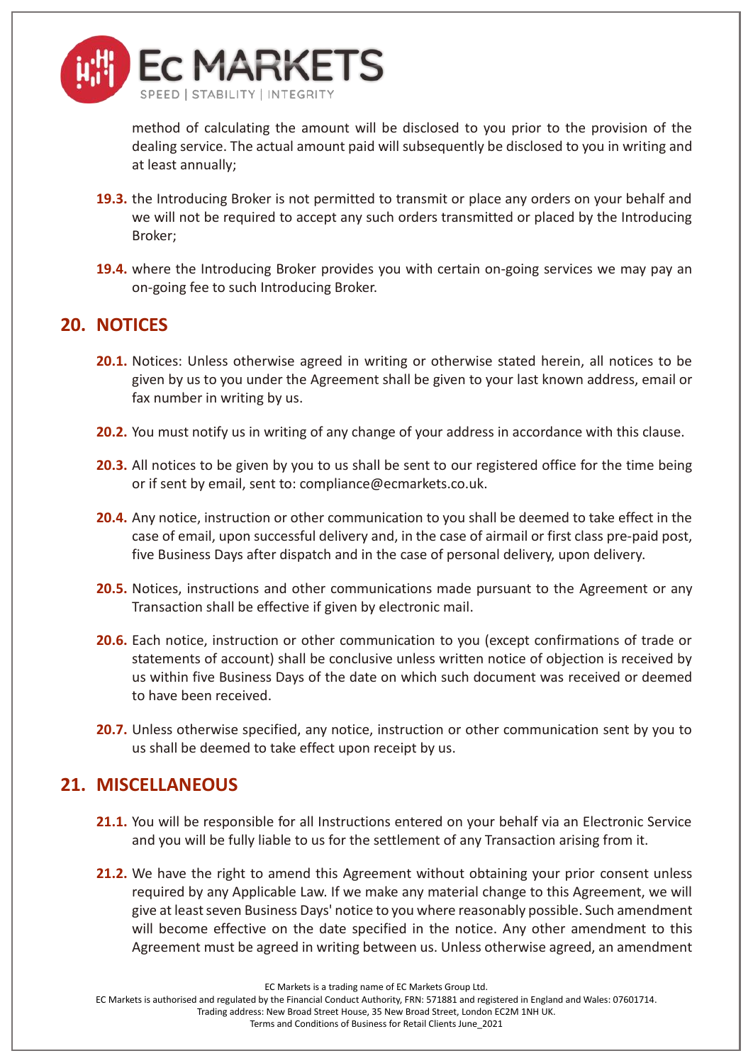method of calculating the amount will be disclosed to you prior to the provision of the dealing service. The actual amount paid will subsequently be disclosed to you in writing and at least annually;

**19.3.** the Introducing Broker is not permitted to transmit or place any orders on your behalf and we will not be required to accept any such orders transmitted or placed by the Introducing Broker;

**19.4.** where the Introducing Broker provides you with certain on-going services we may pay an on-going fee to such Introducing Broker.

## 20. NOTICES

**20.1.** Notices: Unless otherwise agreed in writing or otherwise stated herein, all notices to be given by us to you under the Agreement shall be given to your last known address, email or fax number in writing by us.

**20.2.** You must notify us in writing of any change of your address in accordance with this clause.

**20.3.** All notices to be given by you to us shall be sent to our registered office for the time being or if sent by email, sent to: compliance@ecmarkets.co.uk.

**20.4.** Any notice, instruction or other communication to you shall be deemed to take effect in the case of email, upon successful delivery and, in the case of airmail or first class pre-paid post, five Business Days after dispatch and in the case of personal delivery, upon delivery.

**20.5.** Notices, instructions and other communications made pursuant to the Agreement or any Transaction shall be effective if given by electronic mail.

**20.6.** Each notice, instruction or other communication to you (except confirmations of trade or statements of account) shall be conclusive unless written notice of objection is received by us within five Business Days of the date on which such document was received or deemed to have been received.

**20.7.** Unless otherwise specified, any notice, instruction or other communication sent by you to us shall be deemed to take effect upon receipt by us.

## 21. MISCELLANEOUS

**21.1.** You will be responsible for all Instructions entered on your behalf via an Electronic Service and you will be fully liable to us for the settlement of any Transaction arising from it.

**21.2.** We have the right to amend this Agreement without obtaining your prior consent unless required by any Applicable Law. If we make any material change to this Agreement, we will give at least seven Business Days' notice to you where reasonably possible. Such amendment will become effective on the date specified in the notice. Any other amendment to this Agreement must be agreed in writing between us. Unless otherwise agreed, an amendment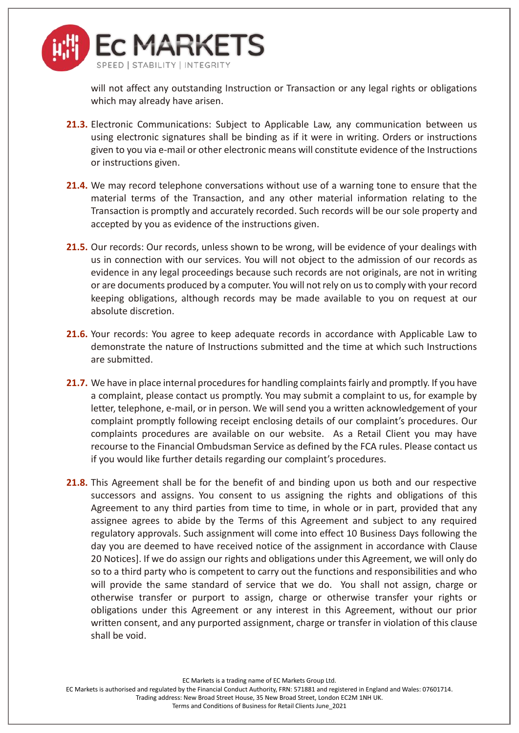will not affect any outstanding Instruction or Transaction or any legal rights or obligations which may already have arisen.

**21.3.** Electronic Communications: Subject to Applicable Law, any communication between us using electronic signatures shall be binding as if it were in writing. Orders or instructions given to you via e-mail or other electronic means will constitute evidence of the Instructions or instructions given.

**21.4.** We may record telephone conversations without use of a warning tone to ensure that the material terms of the Transaction, and any other material information relating to the Transaction is promptly and accurately recorded. Such records will be our sole property and accepted by you as evidence of the instructions given.

**21.5.** Our records: Our records, unless shown to be wrong, will be evidence of your dealings with us in connection with our services. You will not object to the admission of our records as evidence in any legal proceedings because such records are not originals, are not in writing or are documents produced by a computer. You will not rely on us to comply with your record keeping obligations, although records may be made available to you on request at our absolute discretion.

**21.6.** Your records: You agree to keep adequate records in accordance with Applicable Law to demonstrate the nature of Instructions submitted and the time at which such Instructions are submitted.

**21.7.** We have in place internal procedures for handling complaints fairly and promptly. If you have a complaint, please contact us promptly. You may submit a complaint to us, for example by letter, telephone, e-mail, or in person. We will send you a written acknowledgement of your complaint promptly following receipt enclosing details of our complaint's procedures. Our complaints procedures are available on our website. As a Retail Client you may have recourse to the Financial Ombudsman Service as defined by the FCA rules. Please contact us if you would like further details regarding our complaint's procedures.

**21.8.** This Agreement shall be for the benefit of and binding upon us both and our respective successors and assigns. You consent to us assigning the rights and obligations of this Agreement to any third parties from time to time, in whole or in part, provided that any assignee agrees to abide by the Terms of this Agreement and subject to any required regulatory approvals. Such assignment will come into effect 10 Business Days following the day you are deemed to have received notice of the assignment in accordance with Clause 20 Notices]. If we do assign our rights and obligations under this Agreement, we will only do so to a third party who is competent to carry out the functions and responsibilities and who will provide the same standard of service that we do. You shall not assign, charge or otherwise transfer or purport to assign, charge or otherwise transfer your rights or obligations under this Agreement or any interest in this Agreement, without our prior written consent, and any purported assignment, charge or transfer in violation of this clause shall be void.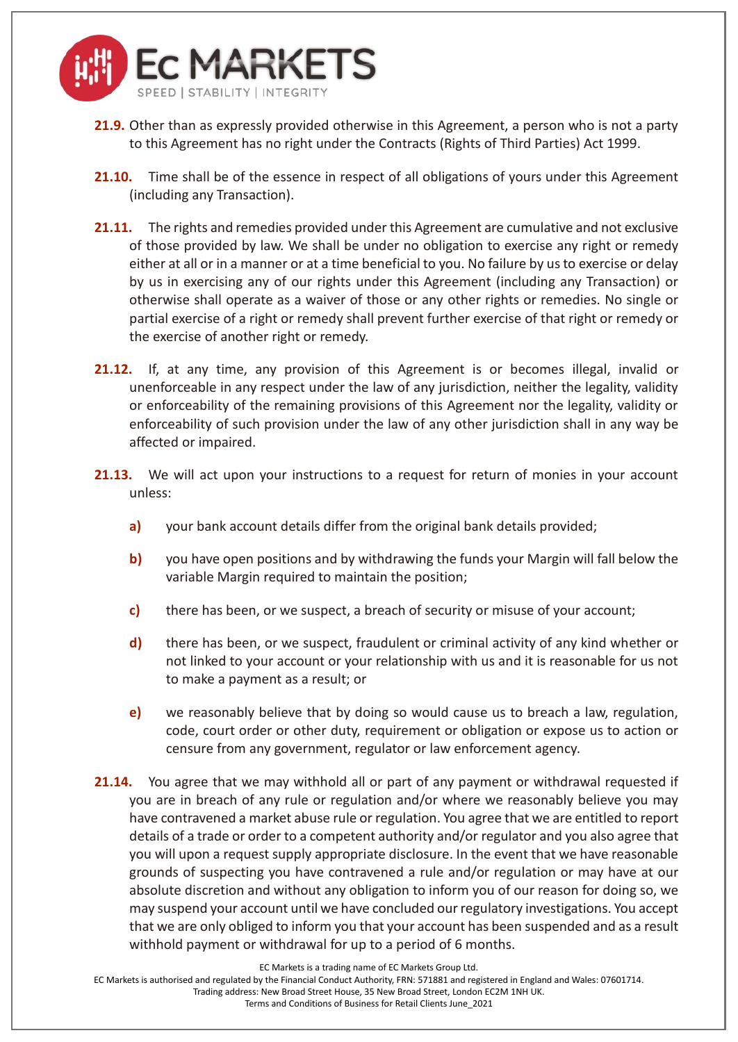**21.9.** Other than as expressly provided otherwise in this Agreement, a person who is not a party to this Agreement has no right under the Contracts (Rights of Third Parties) Act 1999.

**21.10.** Time shall be of the essence in respect of all obligations of yours under this Agreement (including any Transaction).

**21.11.** The rights and remedies provided under this Agreement are cumulative and not exclusive of those provided by law. We shall be under no obligation to exercise any right or remedy either at all or in a manner or at a time beneficial to you. No failure by us to exercise or delay by us in exercising any of our rights under this Agreement (including any Transaction) or otherwise shall operate as a waiver of those or any other rights or remedies. No single or partial exercise of a right or remedy shall prevent further exercise of that right or remedy or the exercise of another right or remedy.

**21.12.** If, at any time, any provision of this Agreement is or becomes illegal, invalid or unenforceable in any respect under the law of any jurisdiction, neither the legality, validity or enforceability of the remaining provisions of this Agreement nor the legality, validity or enforceability of such provision under the law of any other jurisdiction shall in any way be affected or impaired.

**21.13.** We will act upon your instructions to a request for return of monies in your account unless:

- **a)** your bank account details differ from the original bank details provided;
- **b)** you have open positions and by withdrawing the funds your Margin will fall below the variable Margin required to maintain the position;
- **c)** there has been, or we suspect, a breach of security or misuse of your account;
- **d)** there has been, or we suspect, fraudulent or criminal activity of any kind whether or not linked to your account or your relationship with us and it is reasonable for us not to make a payment as a result; or
- **e)** we reasonably believe that by doing so would cause us to breach a law, regulation, code, court order or other duty, requirement or obligation or expose us to action or censure from any government, regulator or law enforcement agency.

**21.14.** You agree that we may withhold all or part of any payment or withdrawal requested if you are in breach of any rule or regulation and/or where we reasonably believe you may have contravened a market abuse rule or regulation. You agree that we are entitled to report details of a trade or order to a competent authority and/or regulator and you also agree that you will upon a request supply appropriate disclosure. In the event that we have reasonable grounds of suspecting you have contravened a rule and/or regulation or may have at our absolute discretion and without any obligation to inform you of our reason for doing so, we may suspend your account until we have concluded our regulatory investigations. You accept that we are only obliged to inform you that your account has been suspended and as a result withhold payment or withdrawal for up to a period of 6 months.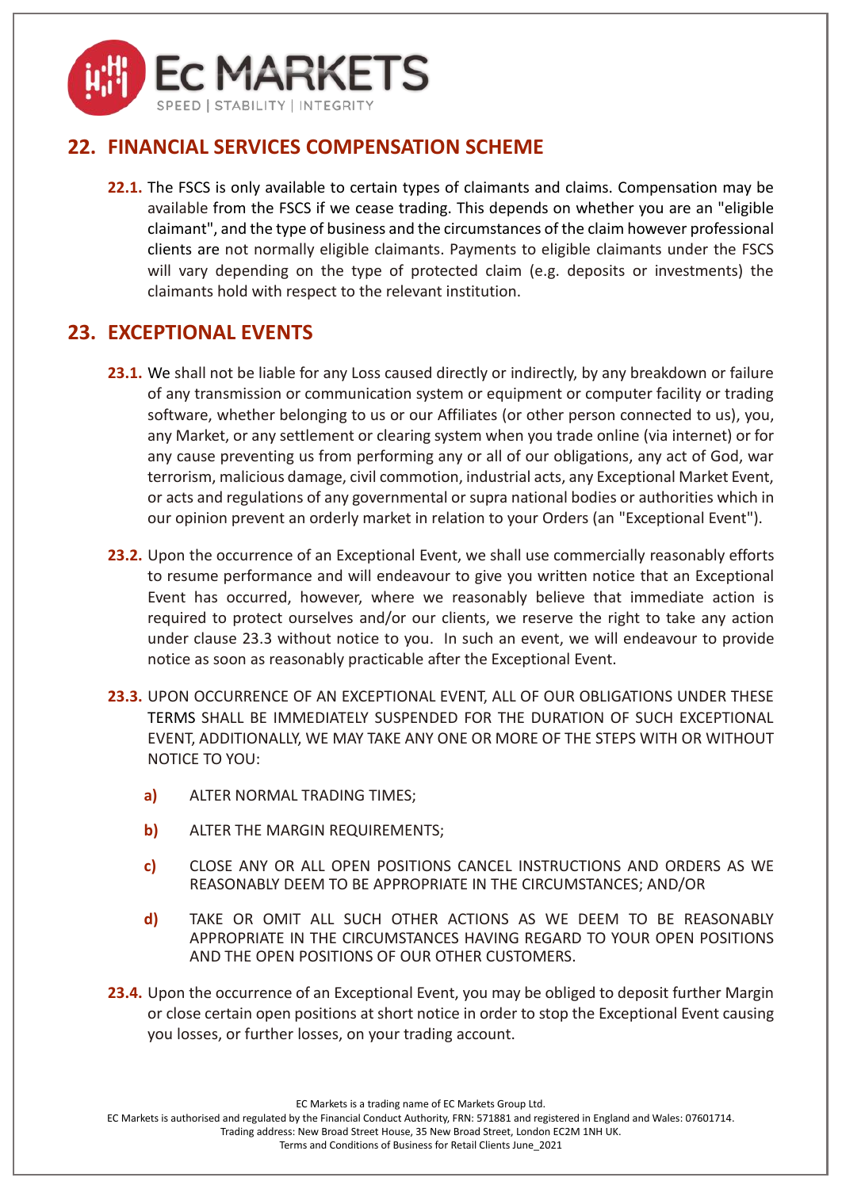## 22. FINANCIAL SERVICES COMPENSATION SCHEME

**22.1.** The FSCS is only available to certain types of claimants and claims. Compensation may be available from the FSCS if we cease trading. This depends on whether you are an "eligible claimant", and the type of business and the circumstances of the claim however professional clients are not normally eligible claimants. Payments to eligible claimants under the FSCS will vary depending on the type of protected claim (e.g. deposits or investments) the claimants hold with respect to the relevant institution.

## 23. EXCEPTIONAL EVENTS

**23.1.** We shall not be liable for any Loss caused directly or indirectly, by any breakdown or failure of any transmission or communication system or equipment or computer facility or trading software, whether belonging to us or our Affiliates (or other person connected to us), you, any Market, or any settlement or clearing system when you trade online (via internet) or for any cause preventing us from performing any or all of our obligations, any act of God, war terrorism, malicious damage, civil commotion, industrial acts, any Exceptional Market Event, or acts and regulations of any governmental or supra national bodies or authorities which in our opinion prevent an orderly market in relation to your Orders (an "Exceptional Event").

**23.2.** Upon the occurrence of an Exceptional Event, we shall use commercially reasonably efforts to resume performance and will endeavour to give you written notice that an Exceptional Event has occurred, however, where we reasonably believe that immediate action is required to protect ourselves and/or our clients, we reserve the right to take any action under clause 23.3 without notice to you. In such an event, we will endeavour to provide notice as soon as reasonably practicable after the Exceptional Event.

**23.3.** UPON OCCURRENCE OF AN EXCEPTIONAL EVENT, ALL OF OUR OBLIGATIONS UNDER THESE TERMS SHALL BE IMMEDIATELY SUSPENDED FOR THE DURATION OF SUCH EXCEPTIONAL EVENT, ADDITIONALLY, WE MAY TAKE ANY ONE OR MORE OF THE STEPS WITH OR WITHOUT NOTICE TO YOU:

- **a)** ALTER NORMAL TRADING TIMES;
- **b)** ALTER THE MARGIN REQUIREMENTS;
- **c)** CLOSE ANY OR ALL OPEN POSITIONS CANCEL INSTRUCTIONS AND ORDERS AS WE REASONABLY DEEM TO BE APPROPRIATE IN THE CIRCUMSTANCES; AND/OR
- **d)** TAKE OR OMIT ALL SUCH OTHER ACTIONS AS WE DEEM TO BE REASONABLY APPROPRIATE IN THE CIRCUMSTANCES HAVING REGARD TO YOUR OPEN POSITIONS AND THE OPEN POSITIONS OF OUR OTHER CUSTOMERS.

**23.4.** Upon the occurrence of an Exceptional Event, you may be obliged to deposit further Margin or close certain open positions at short notice in order to stop the Exceptional Event causing you losses, or further losses, on your trading account.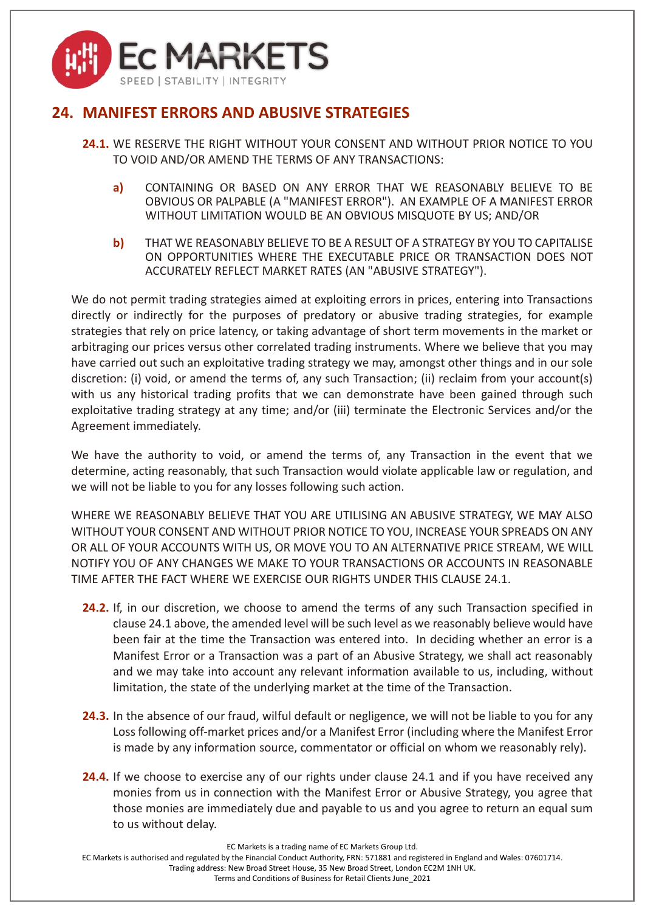## 24. MANIFEST ERRORS AND ABUSIVE STRATEGIES

**24.1.** WE RESERVE THE RIGHT WITHOUT YOUR CONSENT AND WITHOUT PRIOR NOTICE TO YOU TO VOID AND/OR AMEND THE TERMS OF ANY TRANSACTIONS:

**a)** CONTAINING OR BASED ON ANY ERROR THAT WE REASONABLY BELIEVE TO BE OBVIOUS OR PALPABLE (A "MANIFEST ERROR"). AN EXAMPLE OF A MANIFEST ERROR WITHOUT LIMITATION WOULD BE AN OBVIOUS MISQUOTE BY US; AND/OR

**b)** THAT WE REASONABLY BELIEVE TO BE A RESULT OF A STRATEGY BY YOU TO CAPITALISE ON OPPORTUNITIES WHERE THE EXECUTABLE PRICE OR TRANSACTION DOES NOT ACCURATELY REFLECT MARKET RATES (AN "ABUSIVE STRATEGY").

We do not permit trading strategies aimed at exploiting errors in prices, entering into Transactions directly or indirectly for the purposes of predatory or abusive trading strategies, for example strategies that rely on price latency, or taking advantage of short term movements in the market or arbitraging our prices versus other correlated trading instruments. Where we believe that you may have carried out such an exploitative trading strategy we may, amongst other things and in our sole discretion: (i) void, or amend the terms of, any such Transaction; (ii) reclaim from your account(s) with us any historical trading profits that we can demonstrate have been gained through such exploitative trading strategy at any time; and/or (iii) terminate the Electronic Services and/or the Agreement immediately.

We have the authority to void, or amend the terms of, any Transaction in the event that we determine, acting reasonably, that such Transaction would violate applicable law or regulation, and we will not be liable to you for any losses following such action.

WHERE WE REASONABLY BELIEVE THAT YOU ARE UTILISING AN ABUSIVE STRATEGY, WE MAY ALSO WITHOUT YOUR CONSENT AND WITHOUT PRIOR NOTICE TO YOU, INCREASE YOUR SPREADS ON ANY OR ALL OF YOUR ACCOUNTS WITH US, OR MOVE YOU TO AN ALTERNATIVE PRICE STREAM, WE WILL NOTIFY YOU OF ANY CHANGES WE MAKE TO YOUR TRANSACTIONS OR ACCOUNTS IN REASONABLE TIME AFTER THE FACT WHERE WE EXERCISE OUR RIGHTS UNDER THIS CLAUSE 24.1.

**24.2.** If, in our discretion, we choose to amend the terms of any such Transaction specified in clause 24.1 above, the amended level will be such level as we reasonably believe would have been fair at the time the Transaction was entered into. In deciding whether an error is a Manifest Error or a Transaction was a part of an Abusive Strategy, we shall act reasonably and we may take into account any relevant information available to us, including, without limitation, the state of the underlying market at the time of the Transaction.

**24.3.** In the absence of our fraud, wilful default or negligence, we will not be liable to you for any Loss following off-market prices and/or a Manifest Error (including where the Manifest Error is made by any information source, commentator or official on whom we reasonably rely).

**24.4.** If we choose to exercise any of our rights under clause 24.1 and if you have received any monies from us in connection with the Manifest Error or Abusive Strategy, you agree that those monies are immediately due and payable to us and you agree to return an equal sum to us without delay.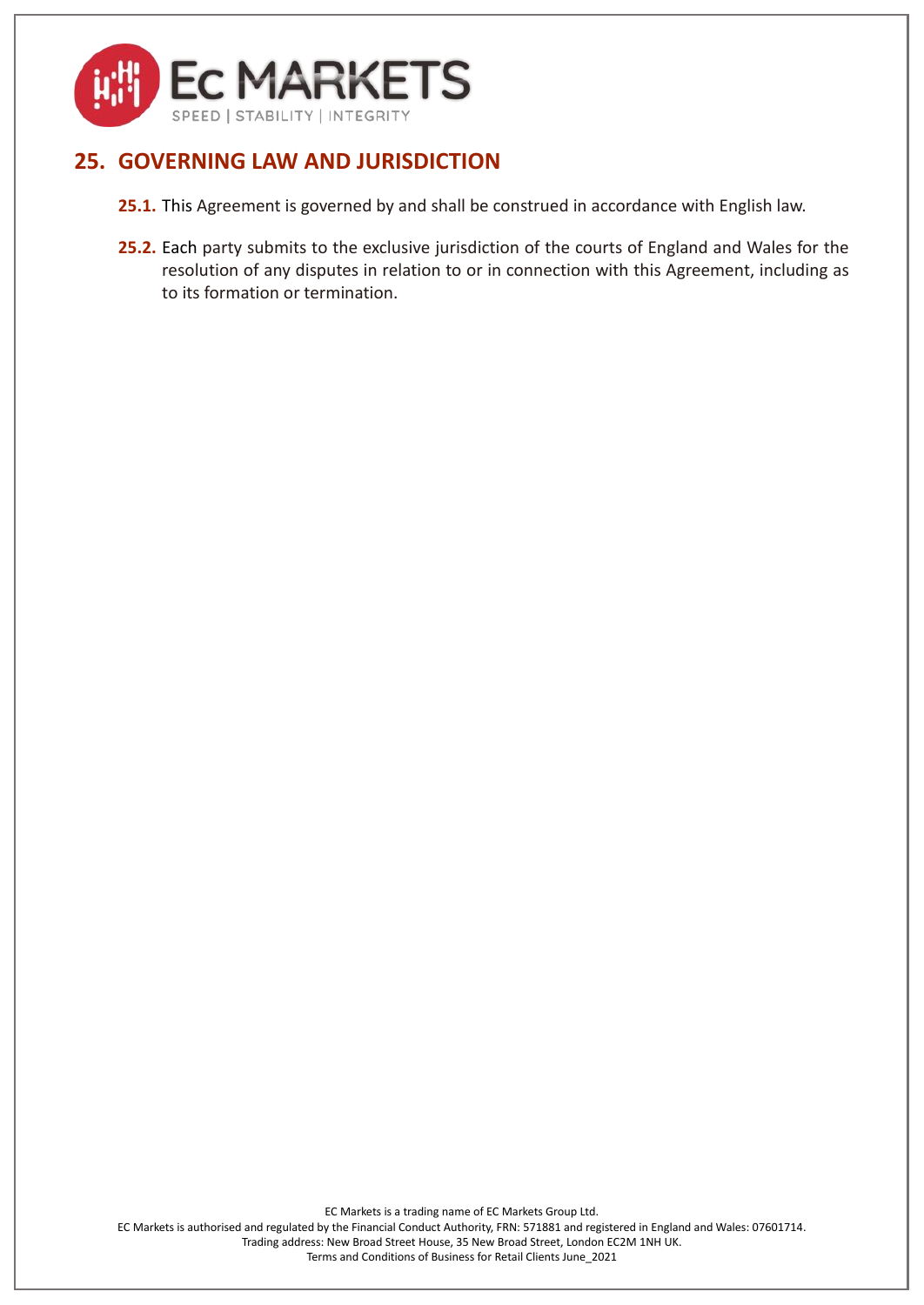## 25. GOVERNING LAW AND JURISDICTION

**25.1.** This Agreement is governed by and shall be construed in accordance with English law.

**25.2.** Each party submits to the exclusive jurisdiction of the courts of England and Wales for the resolution of any disputes in relation to or in connection with this Agreement, including as to its formation or termination.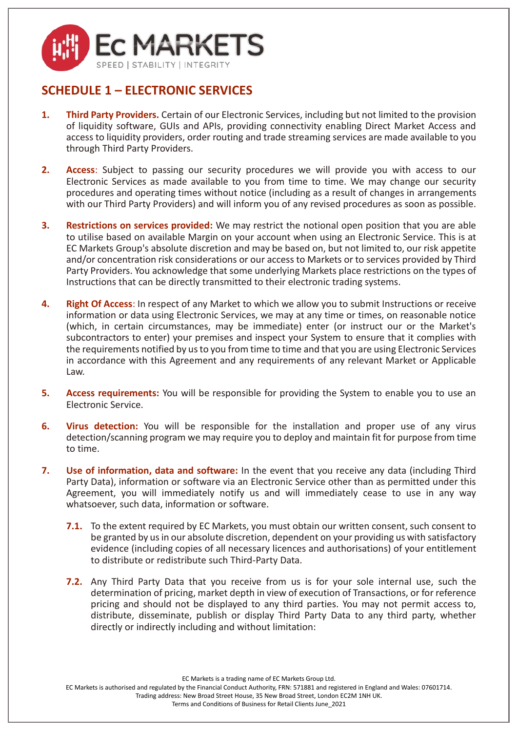## SCHEDULE 1 – ELECTRONIC SERVICES

1. **Third Party Providers.** Certain of our Electronic Services, including but not limited to the provision of liquidity software, GUIs and APIs, providing connectivity enabling Direct Market Access and access to liquidity providers, order routing and trade streaming services are made available to you through Third Party Providers.

2. **Access**: Subject to passing our security procedures we will provide you with access to our Electronic Services as made available to you from time to time. We may change our security procedures and operating times without notice (including as a result of changes in arrangements with our Third Party Providers) and will inform you of any revised procedures as soon as possible.

3. **Restrictions on services provided:** We may restrict the notional open position that you are able to utilise based on available Margin on your account when using an Electronic Service. This is at EC Markets Group's absolute discretion and may be based on, but not limited to, our risk appetite and/or concentration risk considerations or our access to Markets or to services provided by Third Party Providers. You acknowledge that some underlying Markets place restrictions on the types of Instructions that can be directly transmitted to their electronic trading systems.

4. **Right Of Access**: In respect of any Market to which we allow you to submit Instructions or receive information or data using Electronic Services, we may at any time or times, on reasonable notice (which, in certain circumstances, may be immediate) enter (or instruct our or the Market's subcontractors to enter) your premises and inspect your System to ensure that it complies with the requirements notified by us to you from time to time and that you are using Electronic Services in accordance with this Agreement and any requirements of any relevant Market or Applicable Law.

5. **Access requirements:** You will be responsible for providing the System to enable you to use an Electronic Service.

6. **Virus detection:** You will be responsible for the installation and proper use of any virus detection/scanning program we may require you to deploy and maintain fit for purpose from time to time.

7. **Use of information, data and software:** In the event that you receive any data (including Third Party Data), information or software via an Electronic Service other than as permitted under this Agreement, you will immediately notify us and will immediately cease to use in any way whatsoever, such data, information or software.

   **7.1.** To the extent required by EC Markets, you must obtain our written consent, such consent to be granted by us in our absolute discretion, dependent on your providing us with satisfactory evidence (including copies of all necessary licences and authorisations) of your entitlement to distribute or redistribute such Third-Party Data.

   **7.2.** Any Third Party Data that you receive from us is for your sole internal use, such the determination of pricing, market depth in view of execution of Transactions, or for reference pricing and should not be displayed to any third parties. You may not permit access to, distribute, disseminate, publish or display Third Party Data to any third party, whether directly or indirectly including and without limitation: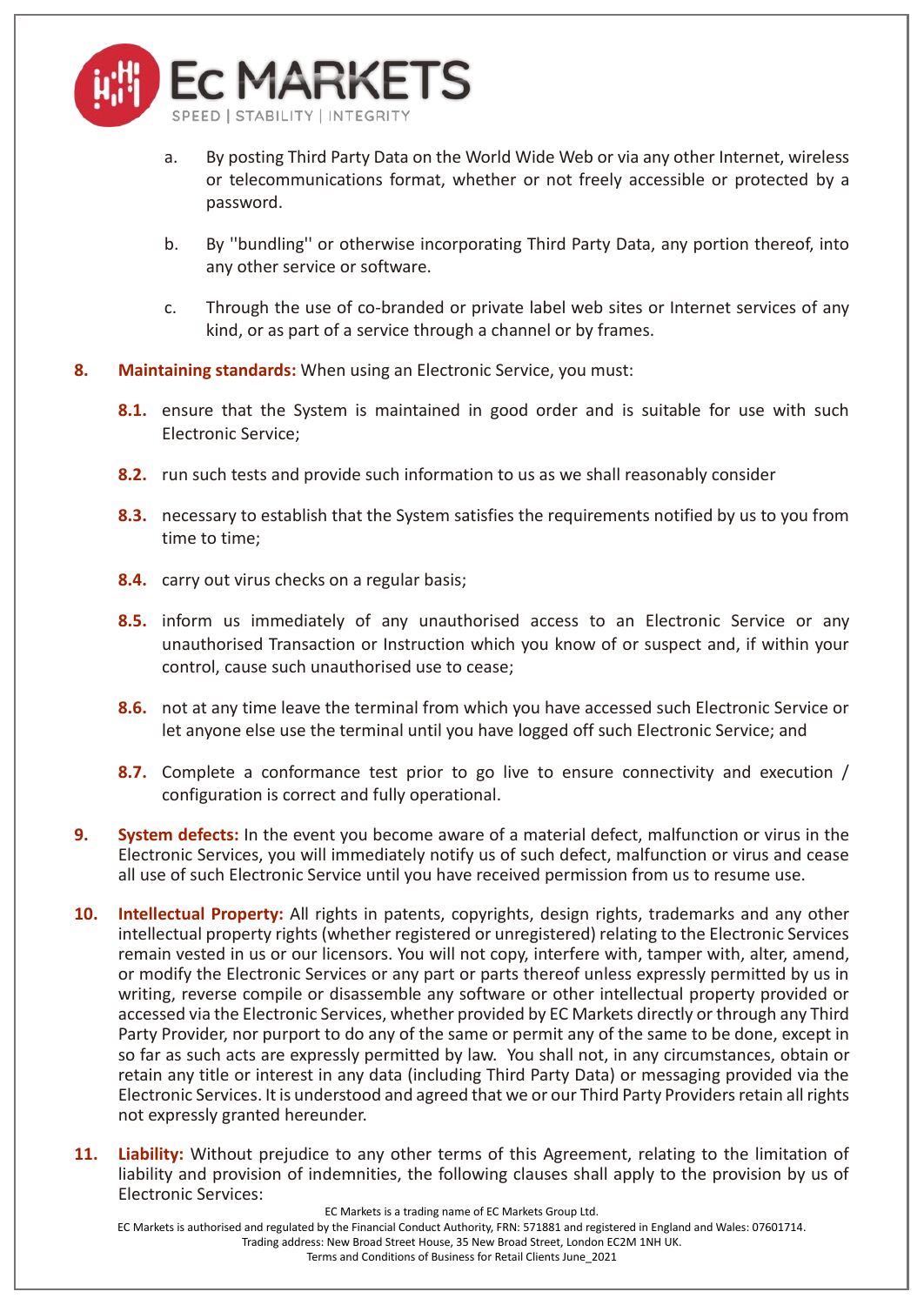a. By posting Third Party Data on the World Wide Web or via any other Internet, wireless or telecommunications format, whether or not freely accessible or protected by a password.

b. By ''bundling'' or otherwise incorporating Third Party Data, any portion thereof, into any other service or software.

c. Through the use of co-branded or private label web sites or Internet services of any kind, or as part of a service through a channel or by frames.

**8. Maintaining standards:** When using an Electronic Service, you must:

**8.1.** ensure that the System is maintained in good order and is suitable for use with such Electronic Service;

**8.2.** run such tests and provide such information to us as we shall reasonably consider

**8.3.** necessary to establish that the System satisfies the requirements notified by us to you from time to time;

**8.4.** carry out virus checks on a regular basis;

**8.5.** inform us immediately of any unauthorised access to an Electronic Service or any unauthorised Transaction or Instruction which you know of or suspect and, if within your control, cause such unauthorised use to cease;

**8.6.** not at any time leave the terminal from which you have accessed such Electronic Service or let anyone else use the terminal until you have logged off such Electronic Service; and

**8.7.** Complete a conformance test prior to go live to ensure connectivity and execution / configuration is correct and fully operational.

**9. System defects:** In the event you become aware of a material defect, malfunction or virus in the Electronic Services, you will immediately notify us of such defect, malfunction or virus and cease all use of such Electronic Service until you have received permission from us to resume use.

**10. Intellectual Property:** All rights in patents, copyrights, design rights, trademarks and any other intellectual property rights (whether registered or unregistered) relating to the Electronic Services remain vested in us or our licensors. You will not copy, interfere with, tamper with, alter, amend, or modify the Electronic Services or any part or parts thereof unless expressly permitted by us in writing, reverse compile or disassemble any software or other intellectual property provided or accessed via the Electronic Services, whether provided by EC Markets directly or through any Third Party Provider, nor purport to do any of the same or permit any of the same to be done, except in so far as such acts are expressly permitted by law. You shall not, in any circumstances, obtain or retain any title or interest in any data (including Third Party Data) or messaging provided via the Electronic Services. It is understood and agreed that we or our Third Party Providers retain all rights not expressly granted hereunder.

**11. Liability:** Without prejudice to any other terms of this Agreement, relating to the limitation of liability and provision of indemnities, the following clauses shall apply to the provision by us of Electronic Services: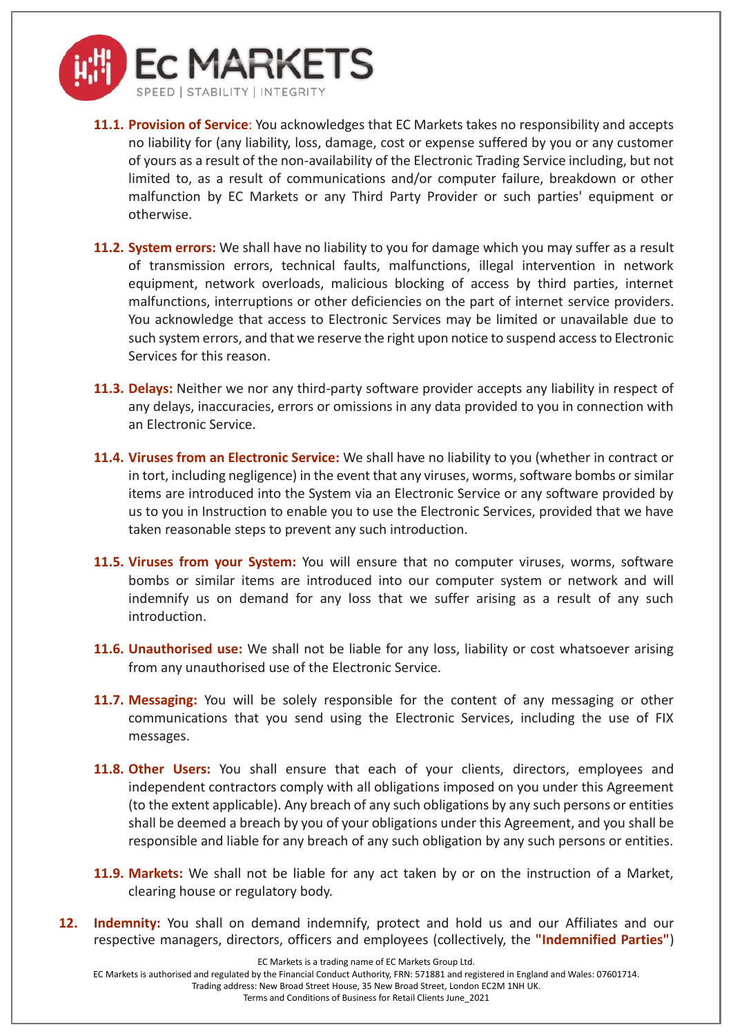**11.1. Provision of Service**: You acknowledges that EC Markets takes no responsibility and accepts no liability for (any liability, loss, damage, cost or expense suffered by you or any customer of yours as a result of the non-availability of the Electronic Trading Service including, but not limited to, as a result of communications and/or computer failure, breakdown or other malfunction by EC Markets or any Third Party Provider or such parties' equipment or otherwise.

**11.2. System errors:** We shall have no liability to you for damage which you may suffer as a result of transmission errors, technical faults, malfunctions, illegal intervention in network equipment, network overloads, malicious blocking of access by third parties, internet malfunctions, interruptions or other deficiencies on the part of internet service providers. You acknowledge that access to Electronic Services may be limited or unavailable due to such system errors, and that we reserve the right upon notice to suspend access to Electronic Services for this reason.

**11.3. Delays:** Neither we nor any third-party software provider accepts any liability in respect of any delays, inaccuracies, errors or omissions in any data provided to you in connection with an Electronic Service.

**11.4. Viruses from an Electronic Service:** We shall have no liability to you (whether in contract or in tort, including negligence) in the event that any viruses, worms, software bombs or similar items are introduced into the System via an Electronic Service or any software provided by us to you in Instruction to enable you to use the Electronic Services, provided that we have taken reasonable steps to prevent any such introduction.

**11.5. Viruses from your System:** You will ensure that no computer viruses, worms, software bombs or similar items are introduced into our computer system or network and will indemnify us on demand for any loss that we suffer arising as a result of any such introduction.

**11.6. Unauthorised use:** We shall not be liable for any loss, liability or cost whatsoever arising from any unauthorised use of the Electronic Service.

**11.7. Messaging:** You will be solely responsible for the content of any messaging or other communications that you send using the Electronic Services, including the use of FIX messages.

**11.8. Other Users:** You shall ensure that each of your clients, directors, employees and independent contractors comply with all obligations imposed on you under this Agreement (to the extent applicable). Any breach of any such obligations by any such persons or entities shall be deemed a breach by you of your obligations under this Agreement, and you shall be responsible and liable for any breach of any such obligation by any such persons or entities.

**11.9. Markets:** We shall not be liable for any act taken by or on the instruction of a Market, clearing house or regulatory body.

**12. Indemnity:** You shall on demand indemnify, protect and hold us and our Affiliates and our respective managers, directors, officers and employees (collectively, the **"Indemnified Parties"**)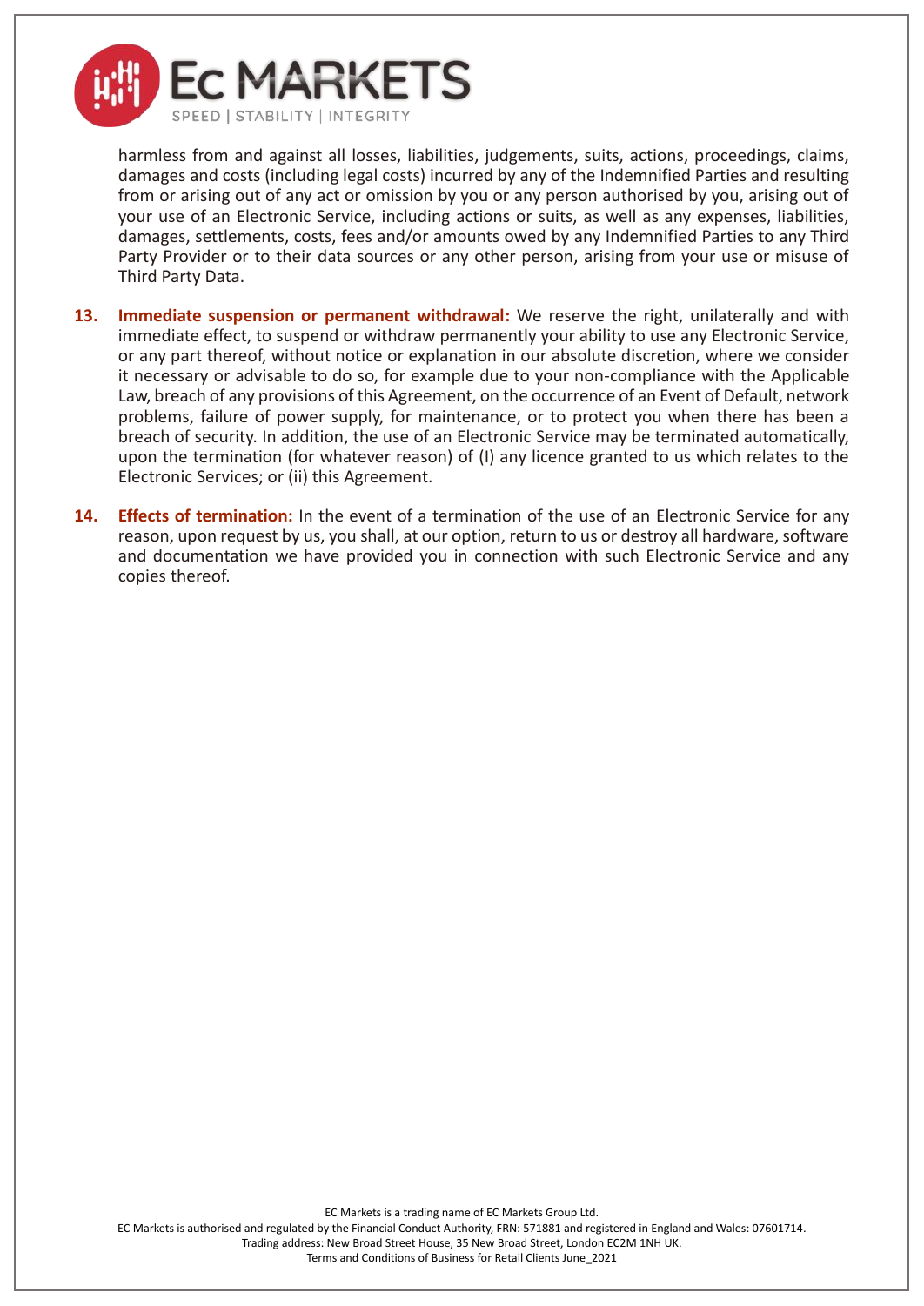harmless from and against all losses, liabilities, judgements, suits, actions, proceedings, claims, damages and costs (including legal costs) incurred by any of the Indemnified Parties and resulting from or arising out of any act or omission by you or any person authorised by you, arising out of your use of an Electronic Service, including actions or suits, as well as any expenses, liabilities, damages, settlements, costs, fees and/or amounts owed by any Indemnified Parties to any Third Party Provider or to their data sources or any other person, arising from your use or misuse of Third Party Data.

13. **Immediate suspension or permanent withdrawal:** We reserve the right, unilaterally and with immediate effect, to suspend or withdraw permanently your ability to use any Electronic Service, or any part thereof, without notice or explanation in our absolute discretion, where we consider it necessary or advisable to do so, for example due to your non-compliance with the Applicable Law, breach of any provisions of this Agreement, on the occurrence of an Event of Default, network problems, failure of power supply, for maintenance, or to protect you when there has been a breach of security. In addition, the use of an Electronic Service may be terminated automatically, upon the termination (for whatever reason) of (I) any licence granted to us which relates to the Electronic Services; or (ii) this Agreement.

14. **Effects of termination:** In the event of a termination of the use of an Electronic Service for any reason, upon request by us, you shall, at our option, return to us or destroy all hardware, software and documentation we have provided you in connection with such Electronic Service and any copies thereof.